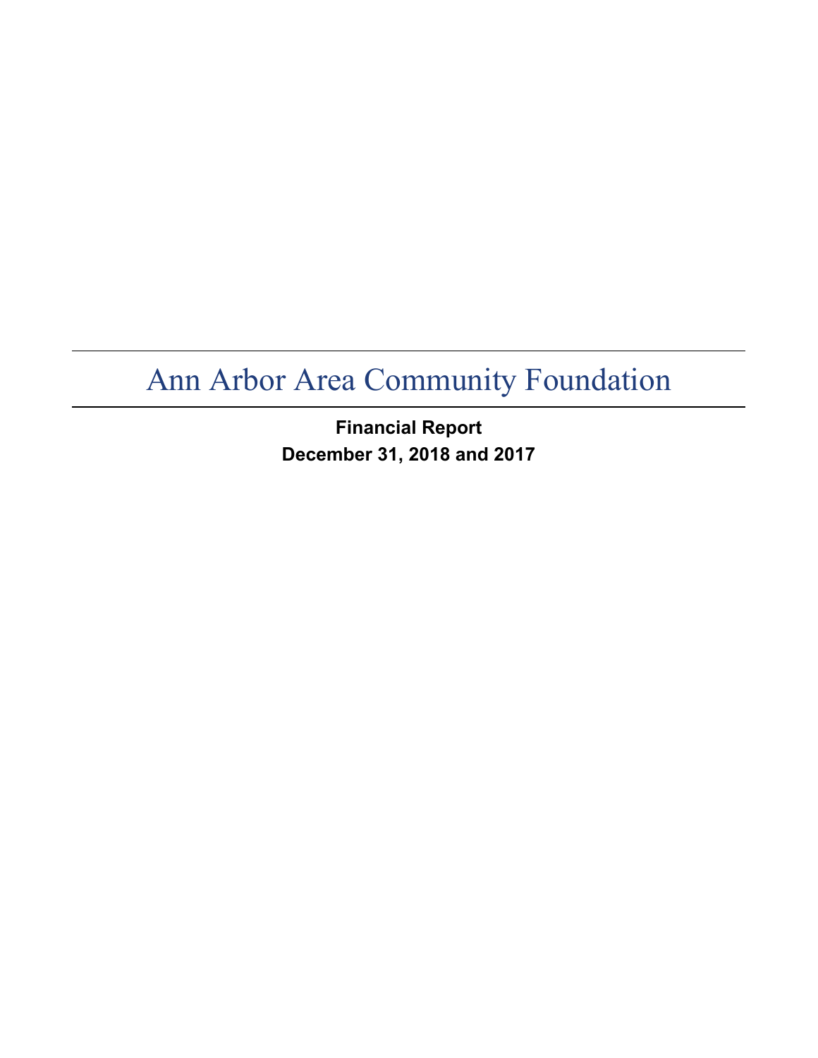# Ann Arbor Area Community Foundation

**Financial Report**
**December 31, 2018 and 2017**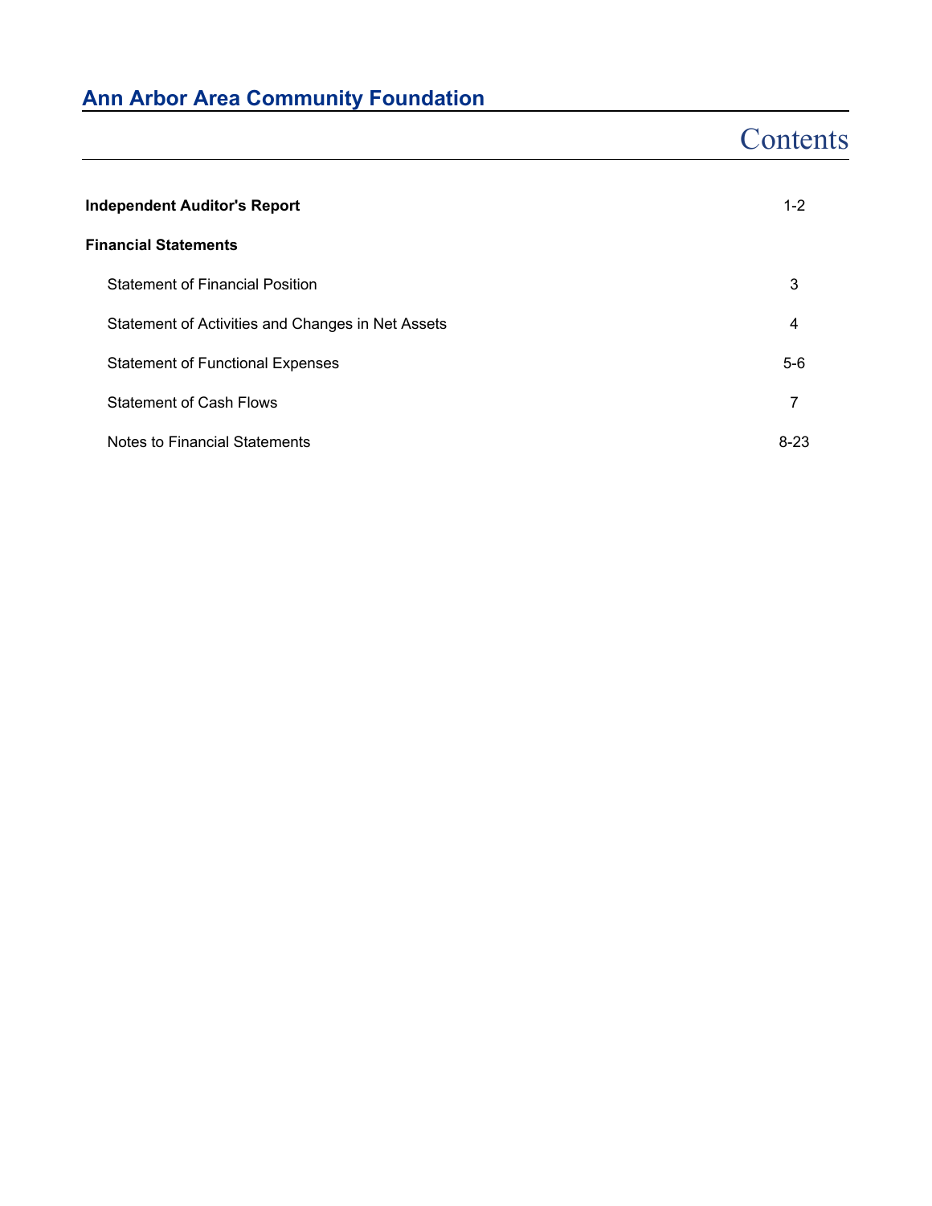## Ann Arbor Area Community Foundation

# Contents

| | |
|---|---|
| **Independent Auditor's Report** | 1-2 |
| **Financial Statements** | |
| Statement of Financial Position | 3 |
| Statement of Activities and Changes in Net Assets | 4 |
| Statement of Functional Expenses | 5-6 |
| Statement of Cash Flows | 7 |
| Notes to Financial Statements | 8-23 |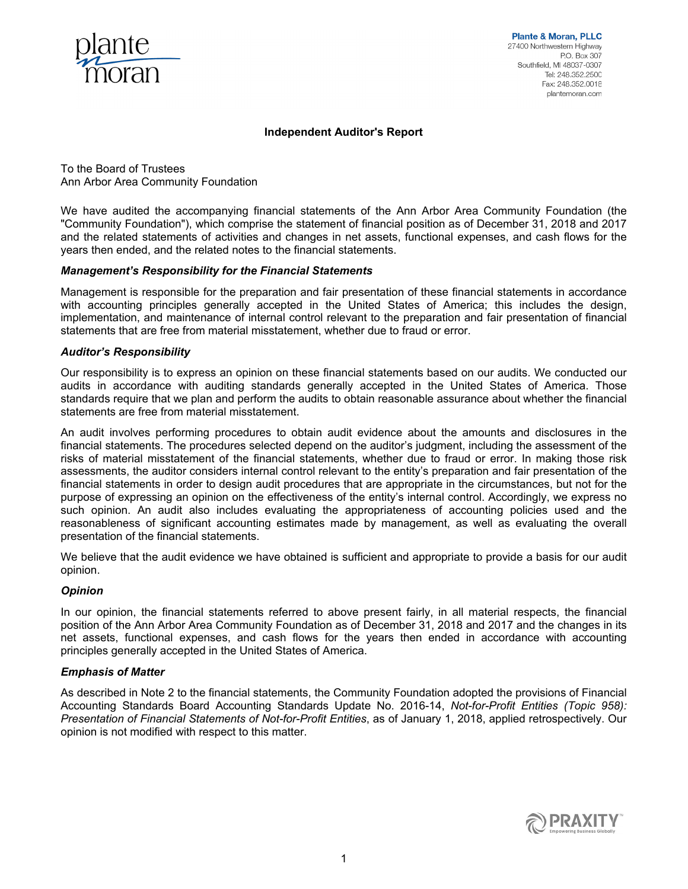Plante & Moran, PLLC
27400 Northwestern Highway
P.O. Box 307
Southfield, MI 48037-0307
Tel: 248.352.2500
Fax: 248.352.0018
plantemoran.com

## Independent Auditor's Report

To the Board of Trustees
Ann Arbor Area Community Foundation

We have audited the accompanying financial statements of the Ann Arbor Area Community Foundation (the "Community Foundation"), which comprise the statement of financial position as of December 31, 2018 and 2017 and the related statements of activities and changes in net assets, functional expenses, and cash flows for the years then ended, and the related notes to the financial statements.

### *Management's Responsibility for the Financial Statements*

Management is responsible for the preparation and fair presentation of these financial statements in accordance with accounting principles generally accepted in the United States of America; this includes the design, implementation, and maintenance of internal control relevant to the preparation and fair presentation of financial statements that are free from material misstatement, whether due to fraud or error.

### *Auditor's Responsibility*

Our responsibility is to express an opinion on these financial statements based on our audits. We conducted our audits in accordance with auditing standards generally accepted in the United States of America. Those standards require that we plan and perform the audits to obtain reasonable assurance about whether the financial statements are free from material misstatement.

An audit involves performing procedures to obtain audit evidence about the amounts and disclosures in the financial statements. The procedures selected depend on the auditor's judgment, including the assessment of the risks of material misstatement of the financial statements, whether due to fraud or error. In making those risk assessments, the auditor considers internal control relevant to the entity's preparation and fair presentation of the financial statements in order to design audit procedures that are appropriate in the circumstances, but not for the purpose of expressing an opinion on the effectiveness of the entity's internal control. Accordingly, we express no such opinion. An audit also includes evaluating the appropriateness of accounting policies used and the reasonableness of significant accounting estimates made by management, as well as evaluating the overall presentation of the financial statements.

We believe that the audit evidence we have obtained is sufficient and appropriate to provide a basis for our audit opinion.

### *Opinion*

In our opinion, the financial statements referred to above present fairly, in all material respects, the financial position of the Ann Arbor Area Community Foundation as of December 31, 2018 and 2017 and the changes in its net assets, functional expenses, and cash flows for the years then ended in accordance with accounting principles generally accepted in the United States of America.

### *Emphasis of Matter*

As described in Note 2 to the financial statements, the Community Foundation adopted the provisions of Financial Accounting Standards Board Accounting Standards Update No. 2016-14, *Not-for-Profit Entities (Topic 958): Presentation of Financial Statements of Not-for-Profit Entities*, as of January 1, 2018, applied retrospectively. Our opinion is not modified with respect to this matter.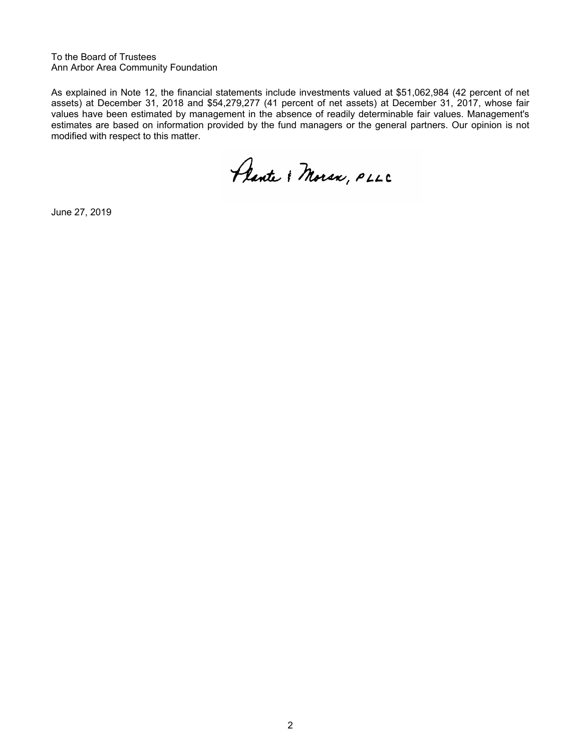To the Board of Trustees
Ann Arbor Area Community Foundation

As explained in Note 12, the financial statements include investments valued at $51,062,984 (42 percent of net assets) at December 31, 2018 and $54,279,277 (41 percent of net assets) at December 31, 2017, whose fair values have been estimated by management in the absence of readily determinable fair values. Management's estimates are based on information provided by the fund managers or the general partners. Our opinion is not modified with respect to this matter.

Plante & Moran, PLLC

June 27, 2019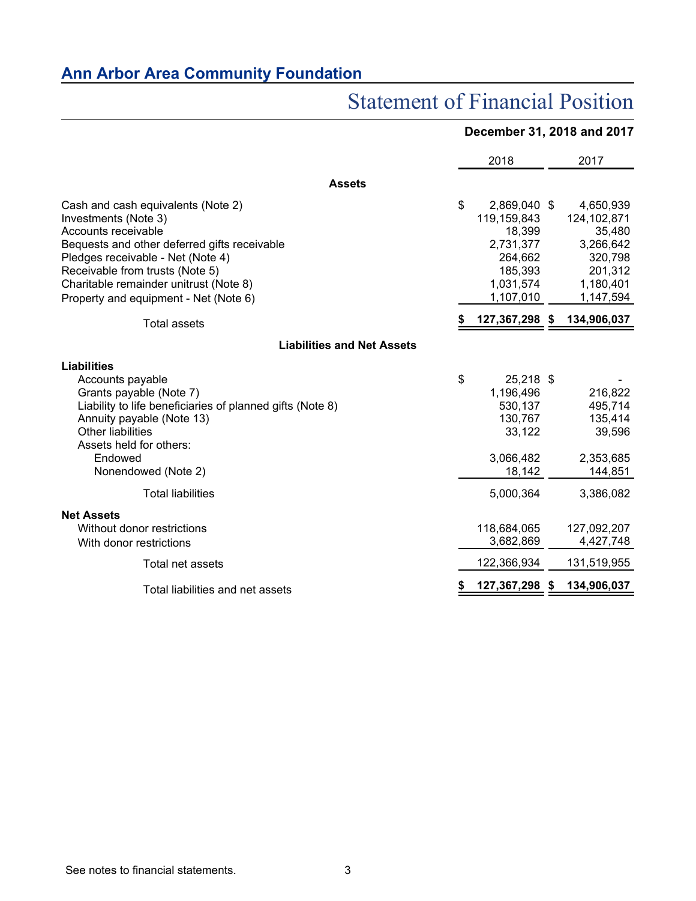## Ann Arbor Area Community Foundation

# Statement of Financial Position

**December 31, 2018 and 2017**

| | 2018 | 2017 |
|---|---|---|
| **Assets** | | |
| Cash and cash equivalents (Note 2) | $ 2,869,040 | $ 4,650,939 |
| Investments (Note 3) | 119,159,843 | 124,102,871 |
| Accounts receivable | 18,399 | 35,480 |
| Bequests and other deferred gifts receivable | 2,731,377 | 3,266,642 |
| Pledges receivable - Net (Note 4) | 264,662 | 320,798 |
| Receivable from trusts (Note 5) | 185,393 | 201,312 |
| Charitable remainder unitrust (Note 8) | 1,031,574 | 1,180,401 |
| Property and equipment - Net (Note 6) | 1,107,010 | 1,147,594 |
| Total assets | **$ 127,367,298** | **$ 134,906,037** |
| **Liabilities and Net Assets** | | |
| **Liabilities** | | |
| Accounts payable | $ 25,218 | $ - |
| Grants payable (Note 7) | 1,196,496 | 216,822 |
| Liability to life beneficiaries of planned gifts (Note 8) | 530,137 | 495,714 |
| Annuity payable (Note 13) | 130,767 | 135,414 |
| Other liabilities | 33,122 | 39,596 |
| Assets held for others: | | |
| Endowed | 3,066,482 | 2,353,685 |
| Nonendowed (Note 2) | 18,142 | 144,851 |
| Total liabilities | 5,000,364 | 3,386,082 |
| **Net Assets** | | |
| Without donor restrictions | 118,684,065 | 127,092,207 |
| With donor restrictions | 3,682,869 | 4,427,748 |
| Total net assets | 122,366,934 | 131,519,955 |
| Total liabilities and net assets | **$ 127,367,298** | **$ 134,906,037** |

See notes to financial statements.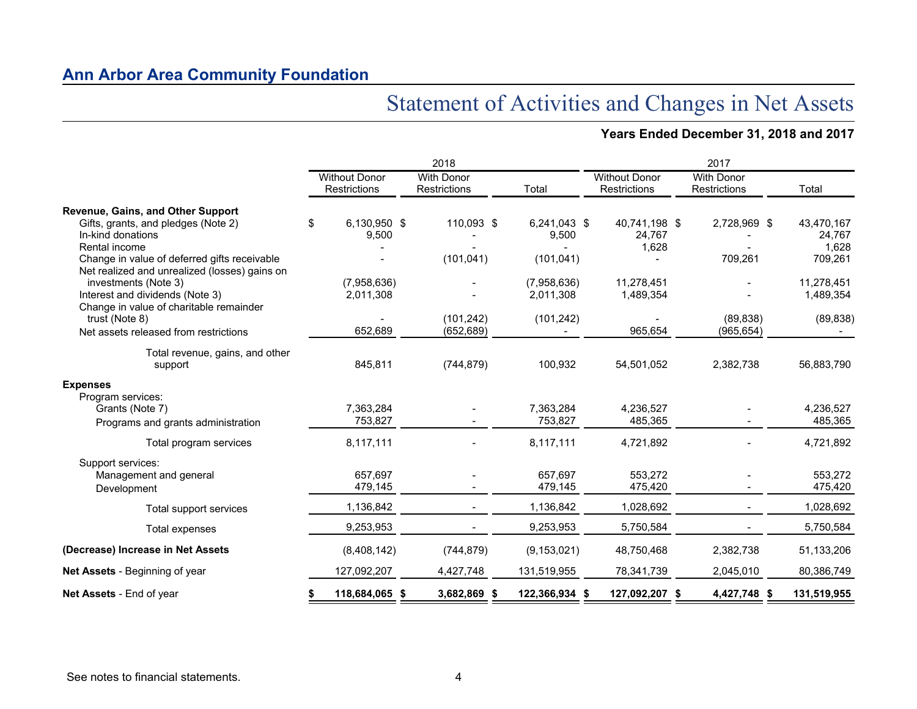## Ann Arbor Area Community Foundation

# Statement of Activities and Changes in Net Assets

### Years Ended December 31, 2018 and 2017

| | 2018 | | | 2017 | | |
|---|---|---|---|---|---|---|
| | Without Donor Restrictions | With Donor Restrictions | Total | Without Donor Restrictions | With Donor Restrictions | Total |
| **Revenue, Gains, and Other Support** | | | | | | |
| Gifts, grants, and pledges (Note 2) | $ 6,130,950 | $ 110,093 | $ 6,241,043 | $ 40,741,198 | $ 2,728,969 | $ 43,470,167 |
| In-kind donations | 9,500 | - | 9,500 | 24,767 | - | 24,767 |
| Rental income | - | - | - | 1,628 | - | 1,628 |
| Change in value of deferred gifts receivable | - | (101,041) | (101,041) | - | 709,261 | 709,261 |
| Net realized and unrealized (losses) gains on investments (Note 3) | (7,958,636) | - | (7,958,636) | 11,278,451 | - | 11,278,451 |
| Interest and dividends (Note 3) | 2,011,308 | - | 2,011,308 | 1,489,354 | - | 1,489,354 |
| Change in value of charitable remainder trust (Note 8) | - | (101,242) | (101,242) | - | (89,838) | (89,838) |
| Net assets released from restrictions | 652,689 | (652,689) | - | 965,654 | (965,654) | - |
| Total revenue, gains, and other support | 845,811 | (744,879) | 100,932 | 54,501,052 | 2,382,738 | 56,883,790 |
| **Expenses** | | | | | | |
| Program services: | | | | | | |
| Grants (Note 7) | 7,363,284 | - | 7,363,284 | 4,236,527 | - | 4,236,527 |
| Programs and grants administration | 753,827 | - | 753,827 | 485,365 | - | 485,365 |
| Total program services | 8,117,111 | - | 8,117,111 | 4,721,892 | - | 4,721,892 |
| Support services: | | | | | | |
| Management and general | 657,697 | - | 657,697 | 553,272 | - | 553,272 |
| Development | 479,145 | - | 479,145 | 475,420 | - | 475,420 |
| Total support services | 1,136,842 | - | 1,136,842 | 1,028,692 | - | 1,028,692 |
| Total expenses | 9,253,953 | - | 9,253,953 | 5,750,584 | - | 5,750,584 |
| **(Decrease) Increase in Net Assets** | (8,408,142) | (744,879) | (9,153,021) | 48,750,468 | 2,382,738 | 51,133,206 |
| **Net Assets** - Beginning of year | 127,092,207 | 4,427,748 | 131,519,955 | 78,341,739 | 2,045,010 | 80,386,749 |
| **Net Assets** - End of year | **$ 118,684,065** | **$ 3,682,869** | **$ 122,366,934** | **$ 127,092,207** | **$ 4,427,748** | **$ 131,519,955** |

See notes to financial statements.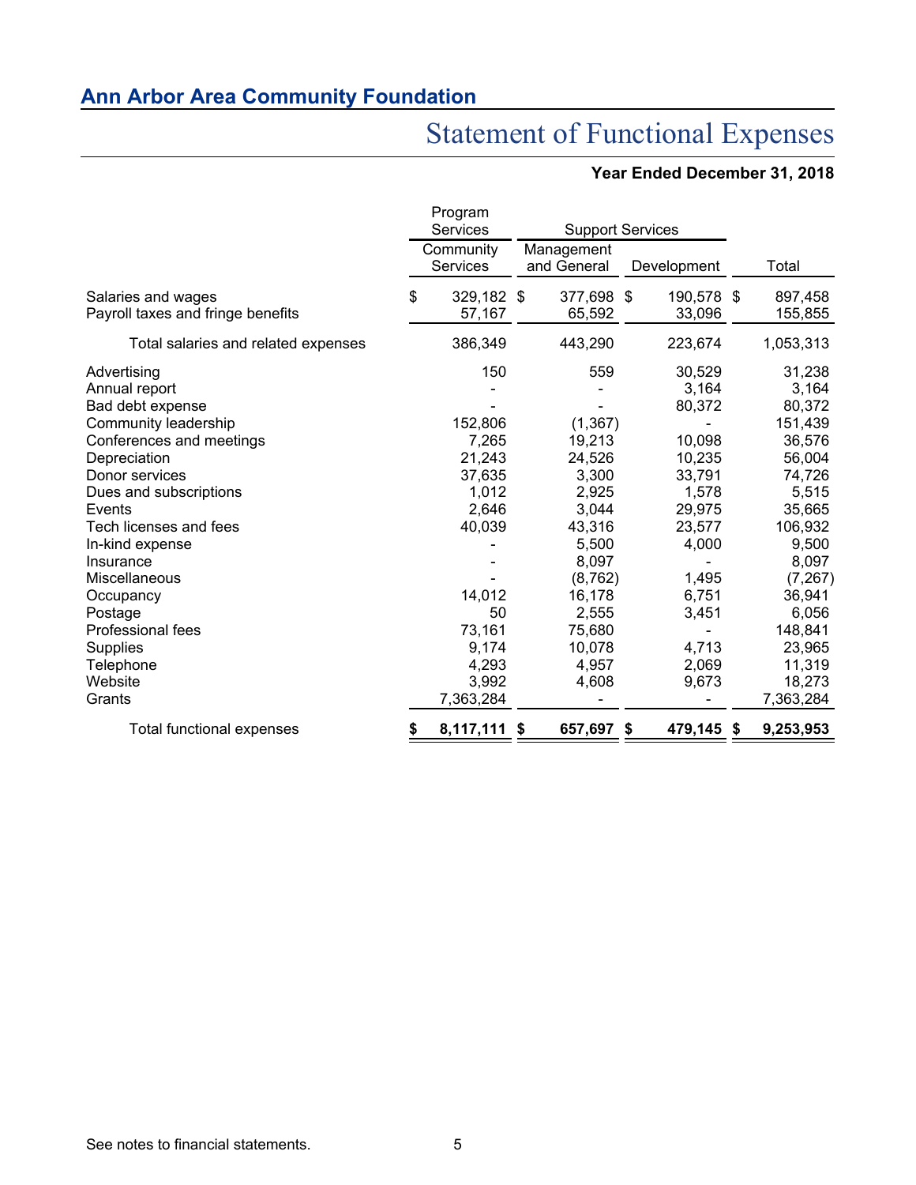## Ann Arbor Area Community Foundation

# Statement of Functional Expenses

**Year Ended December 31, 2018**

| | Program Services | Support Services | | |
|---|---|---|---|---|
| | Community Services | Management and General | Development | Total |
| Salaries and wages | $ 329,182 | $ 377,698 | $ 190,578 | $ 897,458 |
| Payroll taxes and fringe benefits | 57,167 | 65,592 | 33,096 | 155,855 |
| Total salaries and related expenses | 386,349 | 443,290 | 223,674 | 1,053,313 |
| Advertising | 150 | 559 | 30,529 | 31,238 |
| Annual report | - | - | 3,164 | 3,164 |
| Bad debt expense | - | - | 80,372 | 80,372 |
| Community leadership | 152,806 | (1,367) | - | 151,439 |
| Conferences and meetings | 7,265 | 19,213 | 10,098 | 36,576 |
| Depreciation | 21,243 | 24,526 | 10,235 | 56,004 |
| Donor services | 37,635 | 3,300 | 33,791 | 74,726 |
| Dues and subscriptions | 1,012 | 2,925 | 1,578 | 5,515 |
| Events | 2,646 | 3,044 | 29,975 | 35,665 |
| Tech licenses and fees | 40,039 | 43,316 | 23,577 | 106,932 |
| In-kind expense | - | 5,500 | 4,000 | 9,500 |
| Insurance | - | 8,097 | - | 8,097 |
| Miscellaneous | - | (8,762) | 1,495 | (7,267) |
| Occupancy | 14,012 | 16,178 | 6,751 | 36,941 |
| Postage | 50 | 2,555 | 3,451 | 6,056 |
| Professional fees | 73,161 | 75,680 | - | 148,841 |
| Supplies | 9,174 | 10,078 | 4,713 | 23,965 |
| Telephone | 4,293 | 4,957 | 2,069 | 11,319 |
| Website | 3,992 | 4,608 | 9,673 | 18,273 |
| Grants | 7,363,284 | - | - | 7,363,284 |
| **Total functional expenses** | **$ 8,117,111** | **$ 657,697** | **$ 479,145** | **$ 9,253,953** |

See notes to financial statements.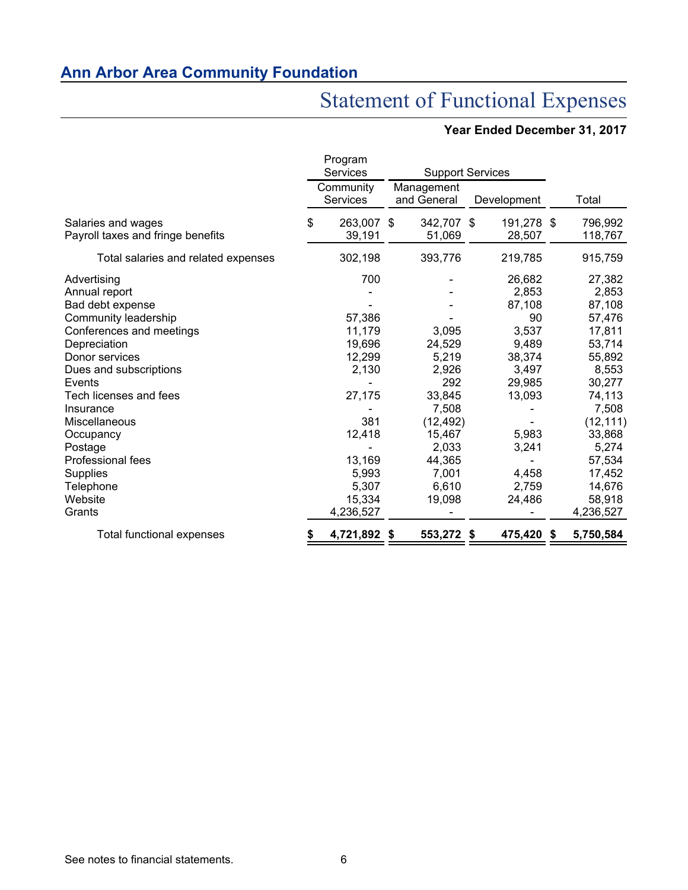## Ann Arbor Area Community Foundation

# Statement of Functional Expenses

**Year Ended December 31, 2017**

| | Program Services | Support Services | | |
|---|---|---|---|---|
| | Community Services | Management and General | Development | Total |
| Salaries and wages | $ 263,007 | $ 342,707 | $ 191,278 | $ 796,992 |
| Payroll taxes and fringe benefits | 39,191 | 51,069 | 28,507 | 118,767 |
| Total salaries and related expenses | 302,198 | 393,776 | 219,785 | 915,759 |
| Advertising | 700 | - | 26,682 | 27,382 |
| Annual report | - | - | 2,853 | 2,853 |
| Bad debt expense | - | - | 87,108 | 87,108 |
| Community leadership | 57,386 | - | 90 | 57,476 |
| Conferences and meetings | 11,179 | 3,095 | 3,537 | 17,811 |
| Depreciation | 19,696 | 24,529 | 9,489 | 53,714 |
| Donor services | 12,299 | 5,219 | 38,374 | 55,892 |
| Dues and subscriptions | 2,130 | 2,926 | 3,497 | 8,553 |
| Events | - | 292 | 29,985 | 30,277 |
| Tech licenses and fees | 27,175 | 33,845 | 13,093 | 74,113 |
| Insurance | - | 7,508 | - | 7,508 |
| Miscellaneous | 381 | (12,492) | - | (12,111) |
| Occupancy | 12,418 | 15,467 | 5,983 | 33,868 |
| Postage | - | 2,033 | 3,241 | 5,274 |
| Professional fees | 13,169 | 44,365 | - | 57,534 |
| Supplies | 5,993 | 7,001 | 4,458 | 17,452 |
| Telephone | 5,307 | 6,610 | 2,759 | 14,676 |
| Website | 15,334 | 19,098 | 24,486 | 58,918 |
| Grants | 4,236,527 | - | - | 4,236,527 |
| **Total functional expenses** | **$ 4,721,892** | **$ 553,272** | **$ 475,420** | **$ 5,750,584** |

See notes to financial statements.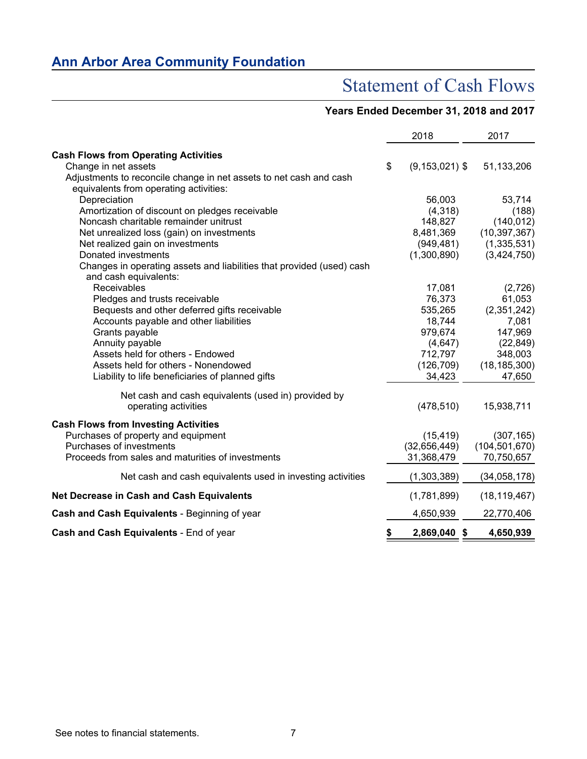## Ann Arbor Area Community Foundation

# Statement of Cash Flows

### Years Ended December 31, 2018 and 2017

| | 2018 | 2017 |
|---|---|---|
| **Cash Flows from Operating Activities** | | |
| Change in net assets | $ (9,153,021) | $ 51,133,206 |
| Adjustments to reconcile change in net assets to net cash and cash equivalents from operating activities: | | |
| Depreciation | 56,003 | 53,714 |
| Amortization of discount on pledges receivable | (4,318) | (188) |
| Noncash charitable remainder unitrust | 148,827 | (140,012) |
| Net unrealized loss (gain) on investments | 8,481,369 | (10,397,367) |
| Net realized gain on investments | (949,481) | (1,335,531) |
| Donated investments | (1,300,890) | (3,424,750) |
| Changes in operating assets and liabilities that provided (used) cash and cash equivalents: | | |
| Receivables | 17,081 | (2,726) |
| Pledges and trusts receivable | 76,373 | 61,053 |
| Bequests and other deferred gifts receivable | 535,265 | (2,351,242) |
| Accounts payable and other liabilities | 18,744 | 7,081 |
| Grants payable | 979,674 | 147,969 |
| Annuity payable | (4,647) | (22,849) |
| Assets held for others - Endowed | 712,797 | 348,003 |
| Assets held for others - Nonendowed | (126,709) | (18,185,300) |
| Liability to life beneficiaries of planned gifts | 34,423 | 47,650 |
| Net cash and cash equivalents (used in) provided by operating activities | (478,510) | 15,938,711 |
| **Cash Flows from Investing Activities** | | |
| Purchases of property and equipment | (15,419) | (307,165) |
| Purchases of investments | (32,656,449) | (104,501,670) |
| Proceeds from sales and maturities of investments | 31,368,479 | 70,750,657 |
| Net cash and cash equivalents used in investing activities | (1,303,389) | (34,058,178) |
| **Net Decrease in Cash and Cash Equivalents** | (1,781,899) | (18,119,467) |
| **Cash and Cash Equivalents** - Beginning of year | 4,650,939 | 22,770,406 |
| **Cash and Cash Equivalents** - End of year | **$ 2,869,040** | **$ 4,650,939** |

See notes to financial statements.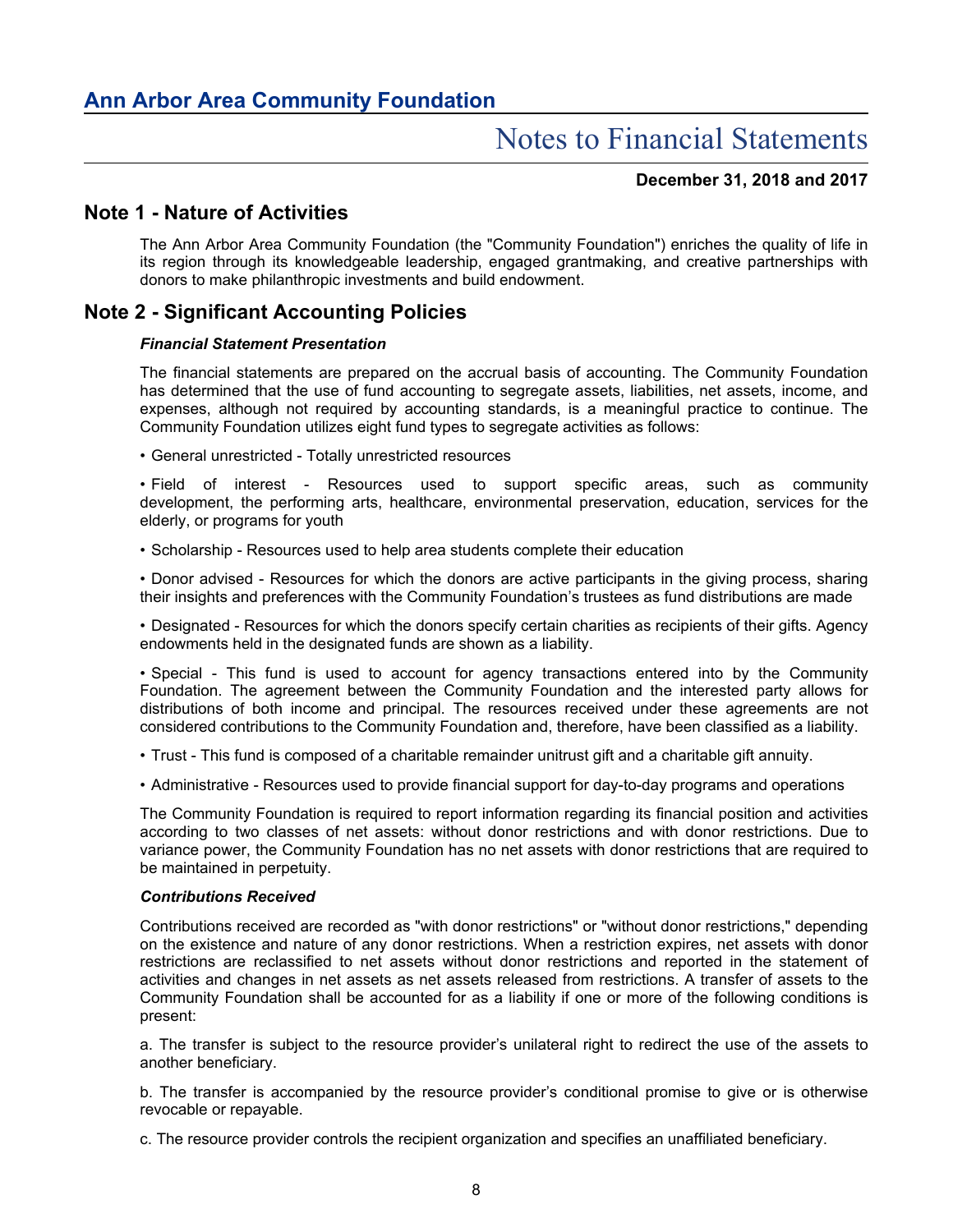# Ann Arbor Area Community Foundation

## Notes to Financial Statements

**December 31, 2018 and 2017**

## Note 1 - Nature of Activities

The Ann Arbor Area Community Foundation (the "Community Foundation") enriches the quality of life in its region through its knowledgeable leadership, engaged grantmaking, and creative partnerships with donors to make philanthropic investments and build endowment.

## Note 2 - Significant Accounting Policies

***Financial Statement Presentation***

The financial statements are prepared on the accrual basis of accounting. The Community Foundation has determined that the use of fund accounting to segregate assets, liabilities, net assets, income, and expenses, although not required by accounting standards, is a meaningful practice to continue. The Community Foundation utilizes eight fund types to segregate activities as follows:

- General unrestricted - Totally unrestricted resources

- Field of interest - Resources used to support specific areas, such as community development, the performing arts, healthcare, environmental preservation, education, services for the elderly, or programs for youth

- Scholarship - Resources used to help area students complete their education

- Donor advised - Resources for which the donors are active participants in the giving process, sharing their insights and preferences with the Community Foundation's trustees as fund distributions are made

- Designated - Resources for which the donors specify certain charities as recipients of their gifts. Agency endowments held in the designated funds are shown as a liability.

- Special - This fund is used to account for agency transactions entered into by the Community Foundation. The agreement between the Community Foundation and the interested party allows for distributions of both income and principal. The resources received under these agreements are not considered contributions to the Community Foundation and, therefore, have been classified as a liability.

- Trust - This fund is composed of a charitable remainder unitrust gift and a charitable gift annuity.

- Administrative - Resources used to provide financial support for day-to-day programs and operations

The Community Foundation is required to report information regarding its financial position and activities according to two classes of net assets: without donor restrictions and with donor restrictions. Due to variance power, the Community Foundation has no net assets with donor restrictions that are required to be maintained in perpetuity.

***Contributions Received***

Contributions received are recorded as "with donor restrictions" or "without donor restrictions," depending on the existence and nature of any donor restrictions. When a restriction expires, net assets with donor restrictions are reclassified to net assets without donor restrictions and reported in the statement of activities and changes in net assets as net assets released from restrictions. A transfer of assets to the Community Foundation shall be accounted for as a liability if one or more of the following conditions is present:

a. The transfer is subject to the resource provider's unilateral right to redirect the use of the assets to another beneficiary.

b. The transfer is accompanied by the resource provider's conditional promise to give or is otherwise revocable or repayable.

c. The resource provider controls the recipient organization and specifies an unaffiliated beneficiary.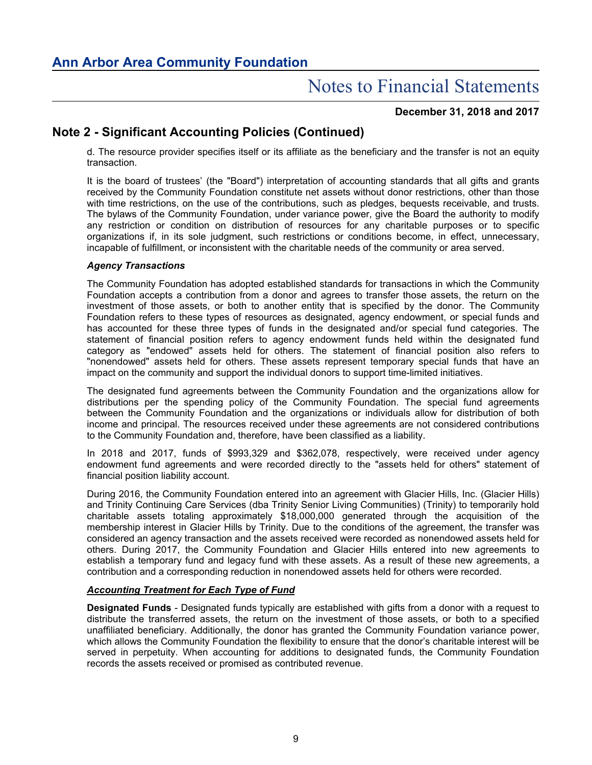## Note 2 - Significant Accounting Policies (Continued)

d. The resource provider specifies itself or its affiliate as the beneficiary and the transfer is not an equity transaction.

It is the board of trustees' (the "Board") interpretation of accounting standards that all gifts and grants received by the Community Foundation constitute net assets without donor restrictions, other than those with time restrictions, on the use of the contributions, such as pledges, bequests receivable, and trusts. The bylaws of the Community Foundation, under variance power, give the Board the authority to modify any restriction or condition on distribution of resources for any charitable purposes or to specific organizations if, in its sole judgment, such restrictions or conditions become, in effect, unnecessary, incapable of fulfillment, or inconsistent with the charitable needs of the community or area served.

***Agency Transactions***

The Community Foundation has adopted established standards for transactions in which the Community Foundation accepts a contribution from a donor and agrees to transfer those assets, the return on the investment of those assets, or both to another entity that is specified by the donor. The Community Foundation refers to these types of resources as designated, agency endowment, or special funds and has accounted for these three types of funds in the designated and/or special fund categories. The statement of financial position refers to agency endowment funds held within the designated fund category as "endowed" assets held for others. The statement of financial position also refers to "nonendowed" assets held for others. These assets represent temporary special funds that have an impact on the community and support the individual donors to support time-limited initiatives.

The designated fund agreements between the Community Foundation and the organizations allow for distributions per the spending policy of the Community Foundation. The special fund agreements between the Community Foundation and the organizations or individuals allow for distribution of both income and principal. The resources received under these agreements are not considered contributions to the Community Foundation and, therefore, have been classified as a liability.

In 2018 and 2017, funds of $993,329 and $362,078, respectively, were received under agency endowment fund agreements and were recorded directly to the "assets held for others" statement of financial position liability account.

During 2016, the Community Foundation entered into an agreement with Glacier Hills, Inc. (Glacier Hills) and Trinity Continuing Care Services (dba Trinity Senior Living Communities) (Trinity) to temporarily hold charitable assets totaling approximately $18,000,000 generated through the acquisition of the membership interest in Glacier Hills by Trinity. Due to the conditions of the agreement, the transfer was considered an agency transaction and the assets received were recorded as nonendowed assets held for others. During 2017, the Community Foundation and Glacier Hills entered into new agreements to establish a temporary fund and legacy fund with these assets. As a result of these new agreements, a contribution and a corresponding reduction in nonendowed assets held for others were recorded.

***Accounting Treatment for Each Type of Fund***

**Designated Funds** - Designated funds typically are established with gifts from a donor with a request to distribute the transferred assets, the return on the investment of those assets, or both to a specified unaffiliated beneficiary. Additionally, the donor has granted the Community Foundation variance power, which allows the Community Foundation the flexibility to ensure that the donor's charitable interest will be served in perpetuity. When accounting for additions to designated funds, the Community Foundation records the assets received or promised as contributed revenue.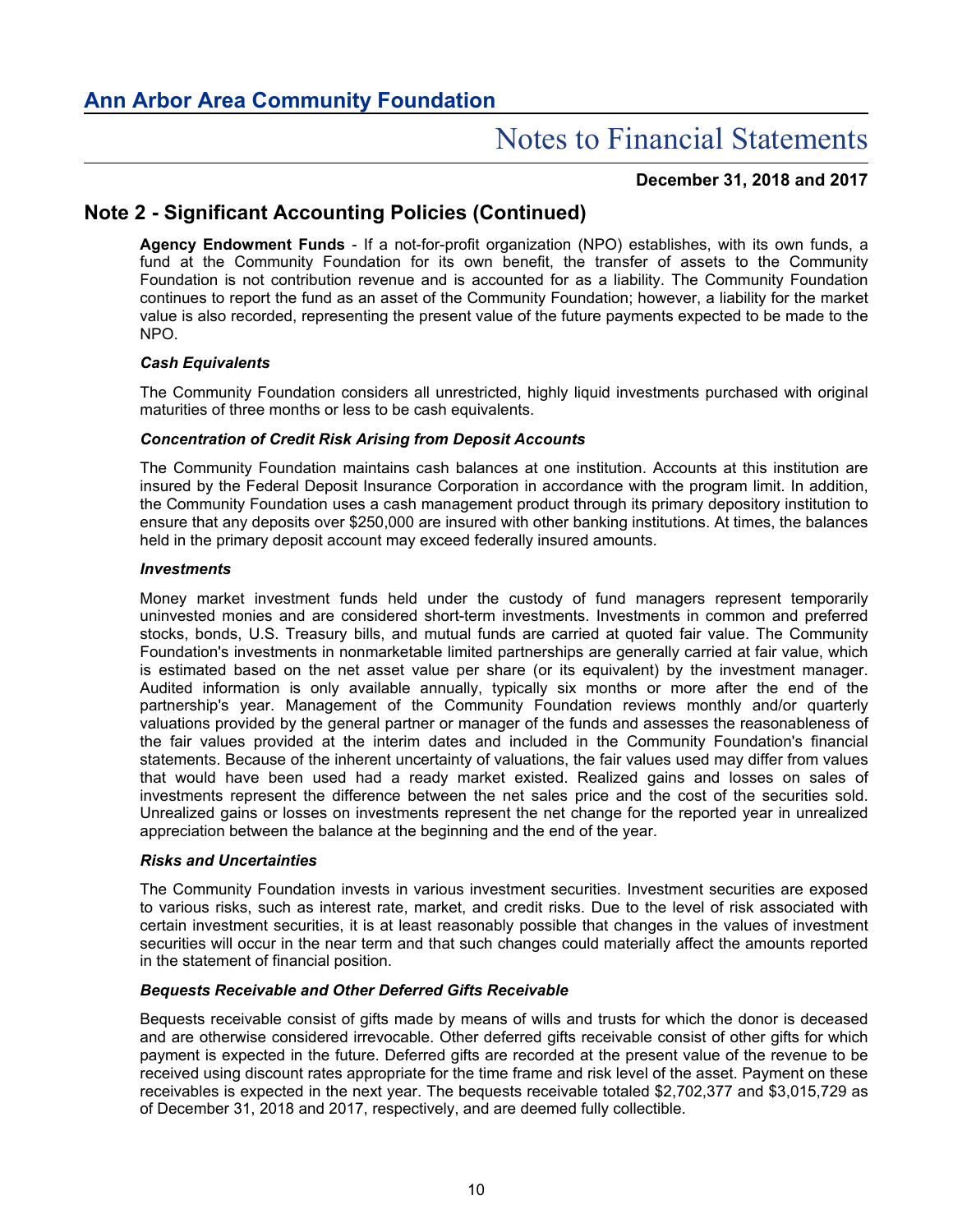## Note 2 - Significant Accounting Policies (Continued)

**Agency Endowment Funds** - If a not-for-profit organization (NPO) establishes, with its own funds, a fund at the Community Foundation for its own benefit, the transfer of assets to the Community Foundation is not contribution revenue and is accounted for as a liability. The Community Foundation continues to report the fund as an asset of the Community Foundation; however, a liability for the market value is also recorded, representing the present value of the future payments expected to be made to the NPO.

***Cash Equivalents***

The Community Foundation considers all unrestricted, highly liquid investments purchased with original maturities of three months or less to be cash equivalents.

***Concentration of Credit Risk Arising from Deposit Accounts***

The Community Foundation maintains cash balances at one institution. Accounts at this institution are insured by the Federal Deposit Insurance Corporation in accordance with the program limit. In addition, the Community Foundation uses a cash management product through its primary depository institution to ensure that any deposits over $250,000 are insured with other banking institutions. At times, the balances held in the primary deposit account may exceed federally insured amounts.

***Investments***

Money market investment funds held under the custody of fund managers represent temporarily uninvested monies and are considered short-term investments. Investments in common and preferred stocks, bonds, U.S. Treasury bills, and mutual funds are carried at quoted fair value. The Community Foundation's investments in nonmarketable limited partnerships are generally carried at fair value, which is estimated based on the net asset value per share (or its equivalent) by the investment manager. Audited information is only available annually, typically six months or more after the end of the partnership's year. Management of the Community Foundation reviews monthly and/or quarterly valuations provided by the general partner or manager of the funds and assesses the reasonableness of the fair values provided at the interim dates and included in the Community Foundation's financial statements. Because of the inherent uncertainty of valuations, the fair values used may differ from values that would have been used had a ready market existed. Realized gains and losses on sales of investments represent the difference between the net sales price and the cost of the securities sold. Unrealized gains or losses on investments represent the net change for the reported year in unrealized appreciation between the balance at the beginning and the end of the year.

***Risks and Uncertainties***

The Community Foundation invests in various investment securities. Investment securities are exposed to various risks, such as interest rate, market, and credit risks. Due to the level of risk associated with certain investment securities, it is at least reasonably possible that changes in the values of investment securities will occur in the near term and that such changes could materially affect the amounts reported in the statement of financial position.

***Bequests Receivable and Other Deferred Gifts Receivable***

Bequests receivable consist of gifts made by means of wills and trusts for which the donor is deceased and are otherwise considered irrevocable. Other deferred gifts receivable consist of other gifts for which payment is expected in the future. Deferred gifts are recorded at the present value of the revenue to be received using discount rates appropriate for the time frame and risk level of the asset. Payment on these receivables is expected in the next year. The bequests receivable totaled $2,702,377 and $3,015,729 as of December 31, 2018 and 2017, respectively, and are deemed fully collectible.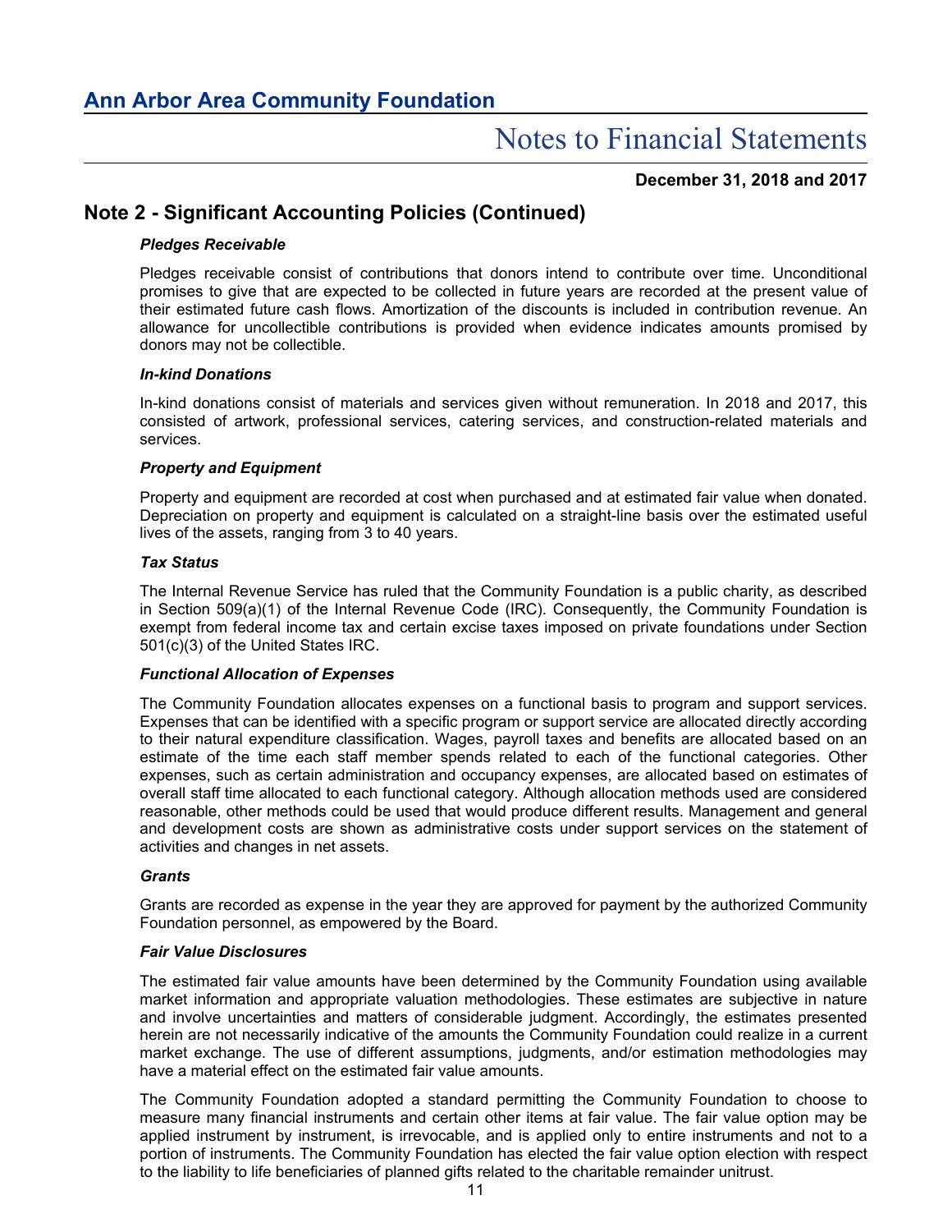## Note 2 - Significant Accounting Policies (Continued)

***Pledges Receivable***

Pledges receivable consist of contributions that donors intend to contribute over time. Unconditional promises to give that are expected to be collected in future years are recorded at the present value of their estimated future cash flows. Amortization of the discounts is included in contribution revenue. An allowance for uncollectible contributions is provided when evidence indicates amounts promised by donors may not be collectible.

***In-kind Donations***

In-kind donations consist of materials and services given without remuneration. In 2018 and 2017, this consisted of artwork, professional services, catering services, and construction-related materials and services.

***Property and Equipment***

Property and equipment are recorded at cost when purchased and at estimated fair value when donated. Depreciation on property and equipment is calculated on a straight-line basis over the estimated useful lives of the assets, ranging from 3 to 40 years.

***Tax Status***

The Internal Revenue Service has ruled that the Community Foundation is a public charity, as described in Section 509(a)(1) of the Internal Revenue Code (IRC). Consequently, the Community Foundation is exempt from federal income tax and certain excise taxes imposed on private foundations under Section 501(c)(3) of the United States IRC.

***Functional Allocation of Expenses***

The Community Foundation allocates expenses on a functional basis to program and support services. Expenses that can be identified with a specific program or support service are allocated directly according to their natural expenditure classification. Wages, payroll taxes and benefits are allocated based on an estimate of the time each staff member spends related to each of the functional categories. Other expenses, such as certain administration and occupancy expenses, are allocated based on estimates of overall staff time allocated to each functional category. Although allocation methods used are considered reasonable, other methods could be used that would produce different results. Management and general and development costs are shown as administrative costs under support services on the statement of activities and changes in net assets.

***Grants***

Grants are recorded as expense in the year they are approved for payment by the authorized Community Foundation personnel, as empowered by the Board.

***Fair Value Disclosures***

The estimated fair value amounts have been determined by the Community Foundation using available market information and appropriate valuation methodologies. These estimates are subjective in nature and involve uncertainties and matters of considerable judgment. Accordingly, the estimates presented herein are not necessarily indicative of the amounts the Community Foundation could realize in a current market exchange. The use of different assumptions, judgments, and/or estimation methodologies may have a material effect on the estimated fair value amounts.

The Community Foundation adopted a standard permitting the Community Foundation to choose to measure many financial instruments and certain other items at fair value. The fair value option may be applied instrument by instrument, is irrevocable, and is applied only to entire instruments and not to a portion of instruments. The Community Foundation has elected the fair value option election with respect to the liability to life beneficiaries of planned gifts related to the charitable remainder unitrust.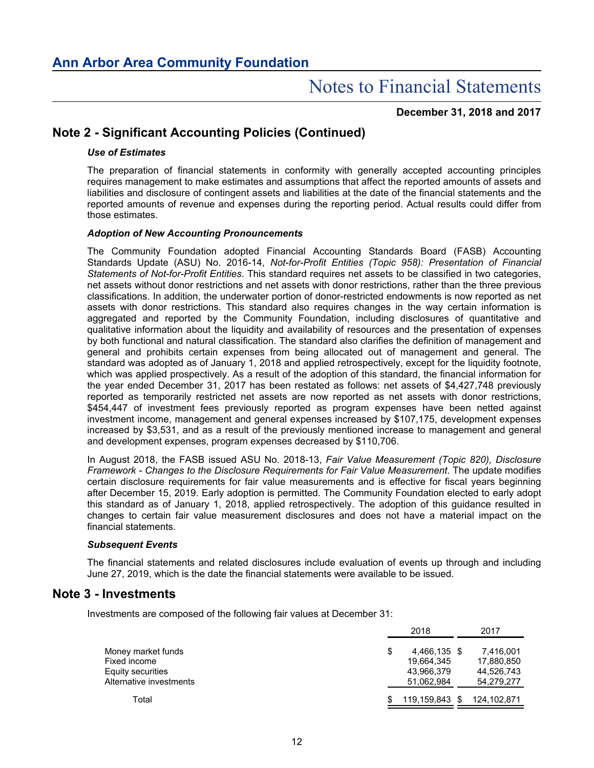# Ann Arbor Area Community Foundation

## Notes to Financial Statements

**December 31, 2018 and 2017**

## Note 2 - Significant Accounting Policies (Continued)

***Use of Estimates***

The preparation of financial statements in conformity with generally accepted accounting principles requires management to make estimates and assumptions that affect the reported amounts of assets and liabilities and disclosure of contingent assets and liabilities at the date of the financial statements and the reported amounts of revenue and expenses during the reporting period. Actual results could differ from those estimates.

***Adoption of New Accounting Pronouncements***

The Community Foundation adopted Financial Accounting Standards Board (FASB) Accounting Standards Update (ASU) No. 2016-14, *Not-for-Profit Entities (Topic 958): Presentation of Financial Statements of Not-for-Profit Entities*. This standard requires net assets to be classified in two categories, net assets without donor restrictions and net assets with donor restrictions, rather than the three previous classifications. In addition, the underwater portion of donor-restricted endowments is now reported as net assets with donor restrictions. This standard also requires changes in the way certain information is aggregated and reported by the Community Foundation, including disclosures of quantitative and qualitative information about the liquidity and availability of resources and the presentation of expenses by both functional and natural classification. The standard also clarifies the definition of management and general and prohibits certain expenses from being allocated out of management and general. The standard was adopted as of January 1, 2018 and applied retrospectively, except for the liquidity footnote, which was applied prospectively. As a result of the adoption of this standard, the financial information for the year ended December 31, 2017 has been restated as follows: net assets of $4,427,748 previously reported as temporarily restricted net assets are now reported as net assets with donor restrictions, $454,447 of investment fees previously reported as program expenses have been netted against investment income, management and general expenses increased by $107,175, development expenses increased by $3,531, and as a result of the previously mentioned increase to management and general and development expenses, program expenses decreased by $110,706.

In August 2018, the FASB issued ASU No. 2018-13, *Fair Value Measurement (Topic 820), Disclosure Framework - Changes to the Disclosure Requirements for Fair Value Measurement*. The update modifies certain disclosure requirements for fair value measurements and is effective for fiscal years beginning after December 15, 2019. Early adoption is permitted. The Community Foundation elected to early adopt this standard as of January 1, 2018, applied retrospectively. The adoption of this guidance resulted in changes to certain fair value measurement disclosures and does not have a material impact on the financial statements.

***Subsequent Events***

The financial statements and related disclosures include evaluation of events up through and including June 27, 2019, which is the date the financial statements were available to be issued.

## Note 3 - Investments

Investments are composed of the following fair values at December 31:

| | 2018 | 2017 |
|---|---|---|
| Money market funds | $ 4,466,135 | $ 7,416,001 |
| Fixed income | 19,664,345 | 17,880,850 |
| Equity securities | 43,966,379 | 44,526,743 |
| Alternative investments | 51,062,984 | 54,279,277 |
| Total | $ 119,159,843 | $ 124,102,871 |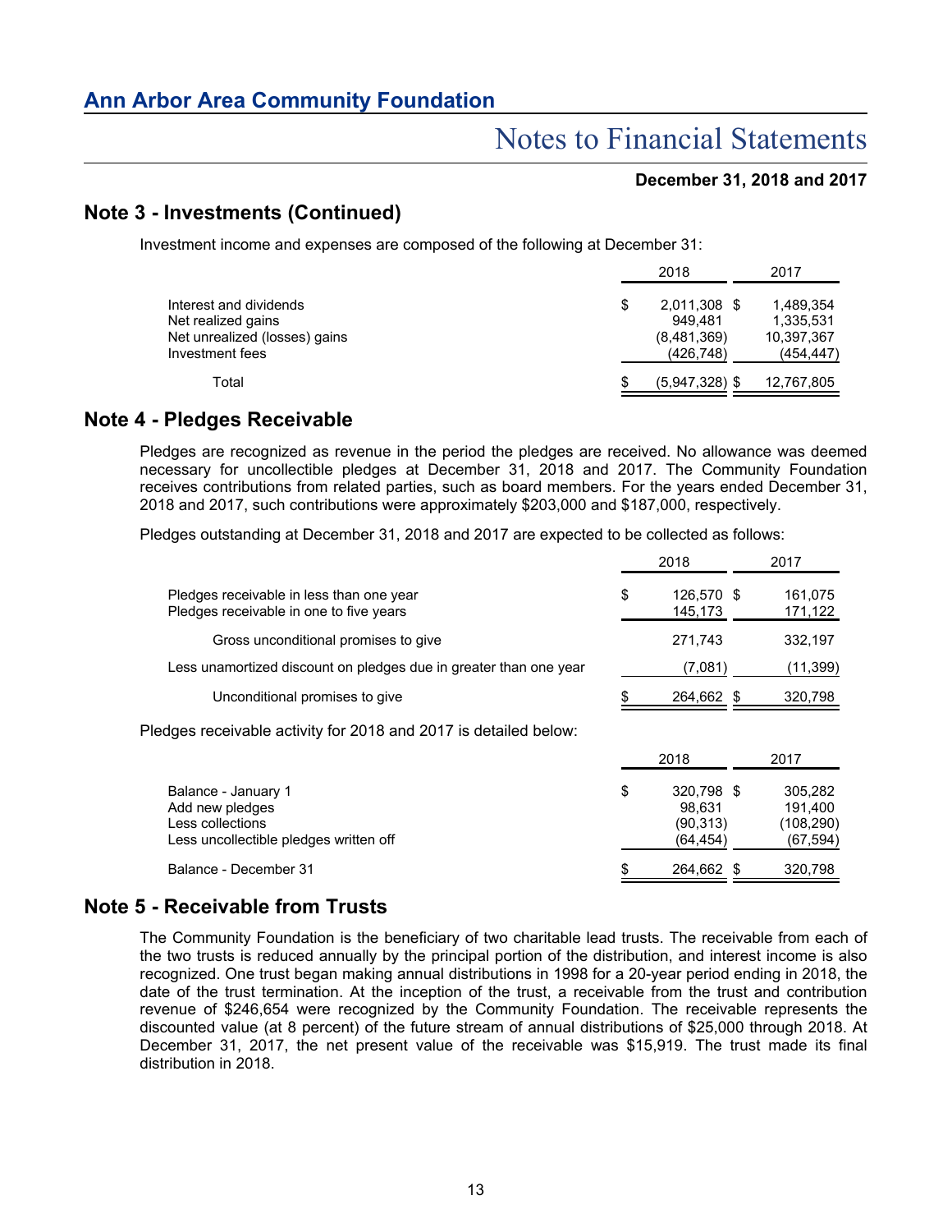## Note 3 - Investments (Continued)

Investment income and expenses are composed of the following at December 31:

| | 2018 | 2017 |
|---|---|---|
| Interest and dividends | $ 2,011,308 | $ 1,489,354 |
| Net realized gains | 949,481 | 1,335,531 |
| Net unrealized (losses) gains | (8,481,369) | 10,397,367 |
| Investment fees | (426,748) | (454,447) |
| Total | $ (5,947,328) | $ 12,767,805 |

## Note 4 - Pledges Receivable

Pledges are recognized as revenue in the period the pledges are received. No allowance was deemed necessary for uncollectible pledges at December 31, 2018 and 2017. The Community Foundation receives contributions from related parties, such as board members. For the years ended December 31, 2018 and 2017, such contributions were approximately $203,000 and $187,000, respectively.

Pledges outstanding at December 31, 2018 and 2017 are expected to be collected as follows:

| | 2018 | 2017 |
|---|---|---|
| Pledges receivable in less than one year | $ 126,570 | $ 161,075 |
| Pledges receivable in one to five years | 145,173 | 171,122 |
| Gross unconditional promises to give | 271,743 | 332,197 |
| Less unamortized discount on pledges due in greater than one year | (7,081) | (11,399) |
| Unconditional promises to give | $ 264,662 | $ 320,798 |

Pledges receivable activity for 2018 and 2017 is detailed below:

| | 2018 | 2017 |
|---|---|---|
| Balance - January 1 | $ 320,798 | $ 305,282 |
| Add new pledges | 98,631 | 191,400 |
| Less collections | (90,313) | (108,290) |
| Less uncollectible pledges written off | (64,454) | (67,594) |
| Balance - December 31 | $ 264,662 | $ 320,798 |

## Note 5 - Receivable from Trusts

The Community Foundation is the beneficiary of two charitable lead trusts. The receivable from each of the two trusts is reduced annually by the principal portion of the distribution, and interest income is also recognized. One trust began making annual distributions in 1998 for a 20-year period ending in 2018, the date of the trust termination. At the inception of the trust, a receivable from the trust and contribution revenue of $246,654 were recognized by the Community Foundation. The receivable represents the discounted value (at 8 percent) of the future stream of annual distributions of $25,000 through 2018. At December 31, 2017, the net present value of the receivable was $15,919. The trust made its final distribution in 2018.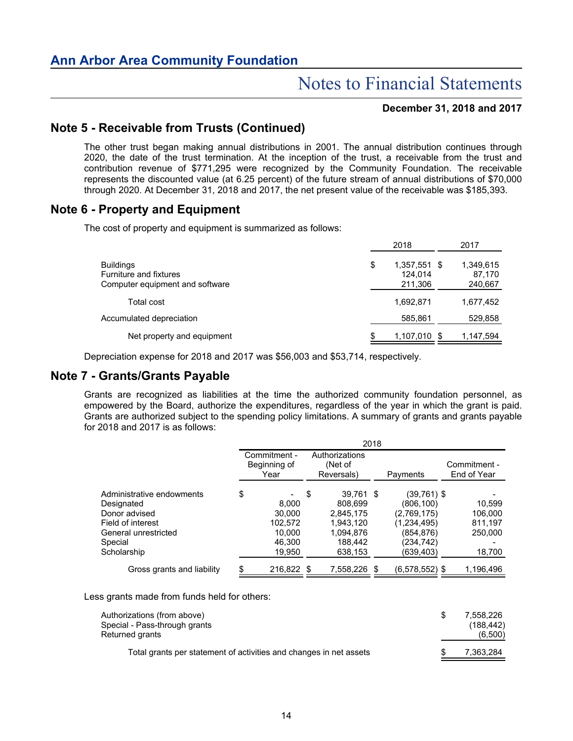## Note 5 - Receivable from Trusts (Continued)

The other trust began making annual distributions in 2001. The annual distribution continues through 2020, the date of the trust termination. At the inception of the trust, a receivable from the trust and contribution revenue of $771,295 were recognized by the Community Foundation. The receivable represents the discounted value (at 6.25 percent) of the future stream of annual distributions of $70,000 through 2020. At December 31, 2018 and 2017, the net present value of the receivable was $185,393.

## Note 6 - Property and Equipment

The cost of property and equipment is summarized as follows:

| | 2018 | 2017 |
|---|---|---|
| Buildings | $ 1,357,551 | $ 1,349,615 |
| Furniture and fixtures | 124,014 | 87,170 |
| Computer equipment and software | 211,306 | 240,667 |
| Total cost | 1,692,871 | 1,677,452 |
| Accumulated depreciation | 585,861 | 529,858 |
| Net property and equipment | $ 1,107,010 | $ 1,147,594 |

Depreciation expense for 2018 and 2017 was $56,003 and $53,714, respectively.

## Note 7 - Grants/Grants Payable

Grants are recognized as liabilities at the time the authorized community foundation personnel, as empowered by the Board, authorize the expenditures, regardless of the year in which the grant is paid. Grants are authorized subject to the spending policy limitations. A summary of grants and grants payable for 2018 and 2017 is as follows:

| | 2018 | | | |
|---|---|---|---|---|
| | Commitment - Beginning of Year | Authorizations (Net of Reversals) | Payments | Commitment - End of Year |
| Administrative endowments | $ - | $ 39,761 | $ (39,761) | $ - |
| Designated | 8,000 | 808,699 | (806,100) | 10,599 |
| Donor advised | 30,000 | 2,845,175 | (2,769,175) | 106,000 |
| Field of interest | 102,572 | 1,943,120 | (1,234,495) | 811,197 |
| General unrestricted | 10,000 | 1,094,876 | (854,876) | 250,000 |
| Special | 46,300 | 188,442 | (234,742) | - |
| Scholarship | 19,950 | 638,153 | (639,403) | 18,700 |
| Gross grants and liability | $ 216,822 | $ 7,558,226 | $ (6,578,552) | $ 1,196,496 |

Less grants made from funds held for others:

| | |
|---|---|
| Authorizations (from above) | $ 7,558,226 |
| Special - Pass-through grants | (188,442) |
| Returned grants | (6,500) |
| Total grants per statement of activities and changes in net assets | $ 7,363,284 |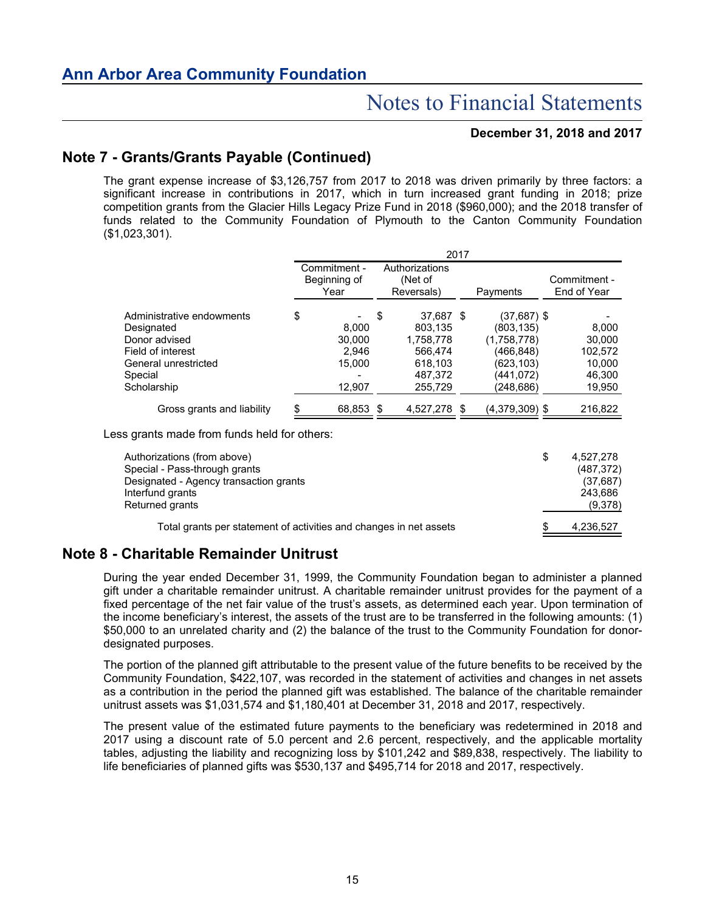## Note 7 - Grants/Grants Payable (Continued)

The grant expense increase of $3,126,757 from 2017 to 2018 was driven primarily by three factors: a significant increase in contributions in 2017, which in turn increased grant funding in 2018; prize competition grants from the Glacier Hills Legacy Prize Fund in 2018 ($960,000); and the 2018 transfer of funds related to the Community Foundation of Plymouth to the Canton Community Foundation ($1,023,301).

| | 2017 | | | |
|---|---|---|---|---|
| | Commitment - Beginning of Year | Authorizations (Net of Reversals) | Payments | Commitment - End of Year |
| Administrative endowments | $ - | $ 37,687 | $ (37,687) | $ - |
| Designated | 8,000 | 803,135 | (803,135) | 8,000 |
| Donor advised | 30,000 | 1,758,778 | (1,758,778) | 30,000 |
| Field of interest | 2,946 | 566,474 | (466,848) | 102,572 |
| General unrestricted | 15,000 | 618,103 | (623,103) | 10,000 |
| Special | - | 487,372 | (441,072) | 46,300 |
| Scholarship | 12,907 | 255,729 | (248,686) | 19,950 |
| Gross grants and liability | $ 68,853 | $ 4,527,278 | $ (4,379,309) | $ 216,822 |

Less grants made from funds held for others:

| | |
|---|---|
| Authorizations (from above) | $ 4,527,278 |
| Special - Pass-through grants | (487,372) |
| Designated - Agency transaction grants | (37,687) |
| Interfund grants | 243,686 |
| Returned grants | (9,378) |
| Total grants per statement of activities and changes in net assets | $ 4,236,527 |

## Note 8 - Charitable Remainder Unitrust

During the year ended December 31, 1999, the Community Foundation began to administer a planned gift under a charitable remainder unitrust. A charitable remainder unitrust provides for the payment of a fixed percentage of the net fair value of the trust's assets, as determined each year. Upon termination of the income beneficiary's interest, the assets of the trust are to be transferred in the following amounts: (1) $50,000 to an unrelated charity and (2) the balance of the trust to the Community Foundation for donor-designated purposes.

The portion of the planned gift attributable to the present value of the future benefits to be received by the Community Foundation, $422,107, was recorded in the statement of activities and changes in net assets as a contribution in the period the planned gift was established. The balance of the charitable remainder unitrust assets was $1,031,574 and $1,180,401 at December 31, 2018 and 2017, respectively.

The present value of the estimated future payments to the beneficiary was redetermined in 2018 and 2017 using a discount rate of 5.0 percent and 2.6 percent, respectively, and the applicable mortality tables, adjusting the liability and recognizing loss by $101,242 and $89,838, respectively. The liability to life beneficiaries of planned gifts was $530,137 and $495,714 for 2018 and 2017, respectively.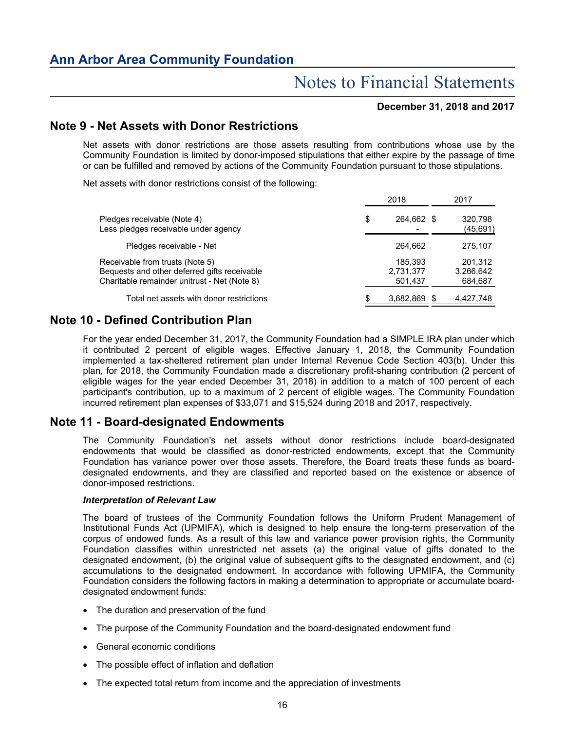## Note 9 - Net Assets with Donor Restrictions

Net assets with donor restrictions are those assets resulting from contributions whose use by the Community Foundation is limited by donor-imposed stipulations that either expire by the passage of time or can be fulfilled and removed by actions of the Community Foundation pursuant to those stipulations.

Net assets with donor restrictions consist of the following:

| | 2018 | 2017 |
|---|---|---|
| Pledges receivable (Note 4) | $ 264,662 | $ 320,798 |
| Less pledges receivable under agency | - | (45,691) |
| Pledges receivable - Net | 264,662 | 275,107 |
| Receivable from trusts (Note 5) | 185,393 | 201,312 |
| Bequests and other deferred gifts receivable | 2,731,377 | 3,266,642 |
| Charitable remainder unitrust - Net (Note 8) | 501,437 | 684,687 |
| Total net assets with donor restrictions | $ 3,682,869 | $ 4,427,748 |

## Note 10 - Defined Contribution Plan

For the year ended December 31, 2017, the Community Foundation had a SIMPLE IRA plan under which it contributed 2 percent of eligible wages. Effective January 1, 2018, the Community Foundation implemented a tax-sheltered retirement plan under Internal Revenue Code Section 403(b). Under this plan, for 2018, the Community Foundation made a discretionary profit-sharing contribution (2 percent of eligible wages for the year ended December 31, 2018) in addition to a match of 100 percent of each participant's contribution, up to a maximum of 2 percent of eligible wages. The Community Foundation incurred retirement plan expenses of $33,071 and $15,524 during 2018 and 2017, respectively.

## Note 11 - Board-designated Endowments

The Community Foundation's net assets without donor restrictions include board-designated endowments that would be classified as donor-restricted endowments, except that the Community Foundation has variance power over those assets. Therefore, the Board treats these funds as board-designated endowments, and they are classified and reported based on the existence or absence of donor-imposed restrictions.

***Interpretation of Relevant Law***

The board of trustees of the Community Foundation follows the Uniform Prudent Management of Institutional Funds Act (UPMIFA), which is designed to help ensure the long-term preservation of the corpus of endowed funds. As a result of this law and variance power provision rights, the Community Foundation classifies within unrestricted net assets (a) the original value of gifts donated to the designated endowment, (b) the original value of subsequent gifts to the designated endowment, and (c) accumulations to the designated endowment. In accordance with following UPMIFA, the Community Foundation considers the following factors in making a determination to appropriate or accumulate board-designated endowment funds:

- The duration and preservation of the fund
- The purpose of the Community Foundation and the board-designated endowment fund
- General economic conditions
- The possible effect of inflation and deflation
- The expected total return from income and the appreciation of investments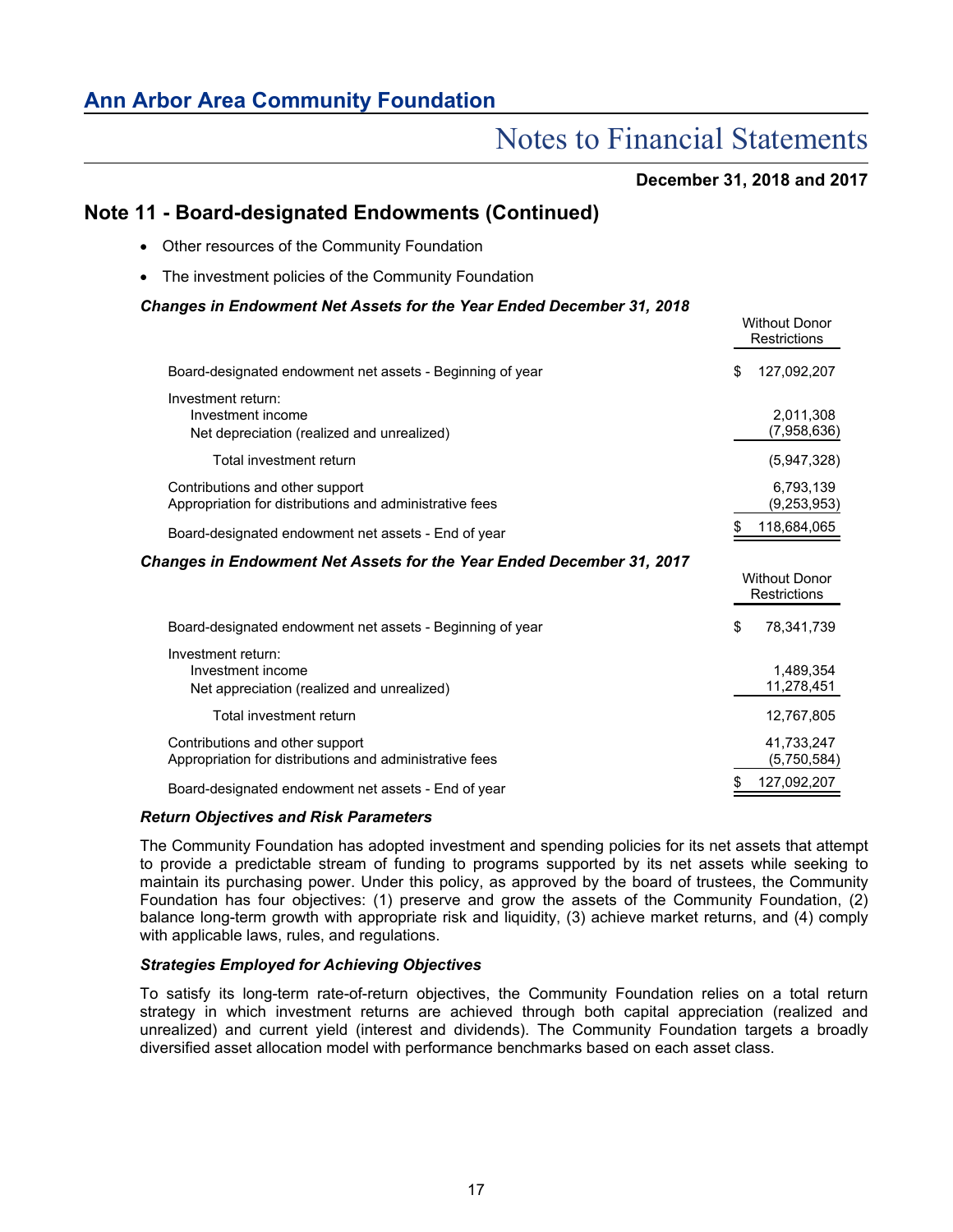## Note 11 - Board-designated Endowments (Continued)

- Other resources of the Community Foundation
- The investment policies of the Community Foundation

***Changes in Endowment Net Assets for the Year Ended December 31, 2018***

| | Without Donor Restrictions |
|---|---|
| Board-designated endowment net assets - Beginning of year | $ 127,092,207 |
| Investment return: | |
| Investment income | 2,011,308 |
| Net depreciation (realized and unrealized) | (7,958,636) |
| Total investment return | (5,947,328) |
| Contributions and other support | 6,793,139 |
| Appropriation for distributions and administrative fees | (9,253,953) |
| Board-designated endowment net assets - End of year | $ 118,684,065 |

***Changes in Endowment Net Assets for the Year Ended December 31, 2017***

| | Without Donor Restrictions |
|---|---|
| Board-designated endowment net assets - Beginning of year | $ 78,341,739 |
| Investment return: | |
| Investment income | 1,489,354 |
| Net appreciation (realized and unrealized) | 11,278,451 |
| Total investment return | 12,767,805 |
| Contributions and other support | 41,733,247 |
| Appropriation for distributions and administrative fees | (5,750,584) |
| Board-designated endowment net assets - End of year | $ 127,092,207 |

***Return Objectives and Risk Parameters***

The Community Foundation has adopted investment and spending policies for its net assets that attempt to provide a predictable stream of funding to programs supported by its net assets while seeking to maintain its purchasing power. Under this policy, as approved by the board of trustees, the Community Foundation has four objectives: (1) preserve and grow the assets of the Community Foundation, (2) balance long-term growth with appropriate risk and liquidity, (3) achieve market returns, and (4) comply with applicable laws, rules, and regulations.

***Strategies Employed for Achieving Objectives***

To satisfy its long-term rate-of-return objectives, the Community Foundation relies on a total return strategy in which investment returns are achieved through both capital appreciation (realized and unrealized) and current yield (interest and dividends). The Community Foundation targets a broadly diversified asset allocation model with performance benchmarks based on each asset class.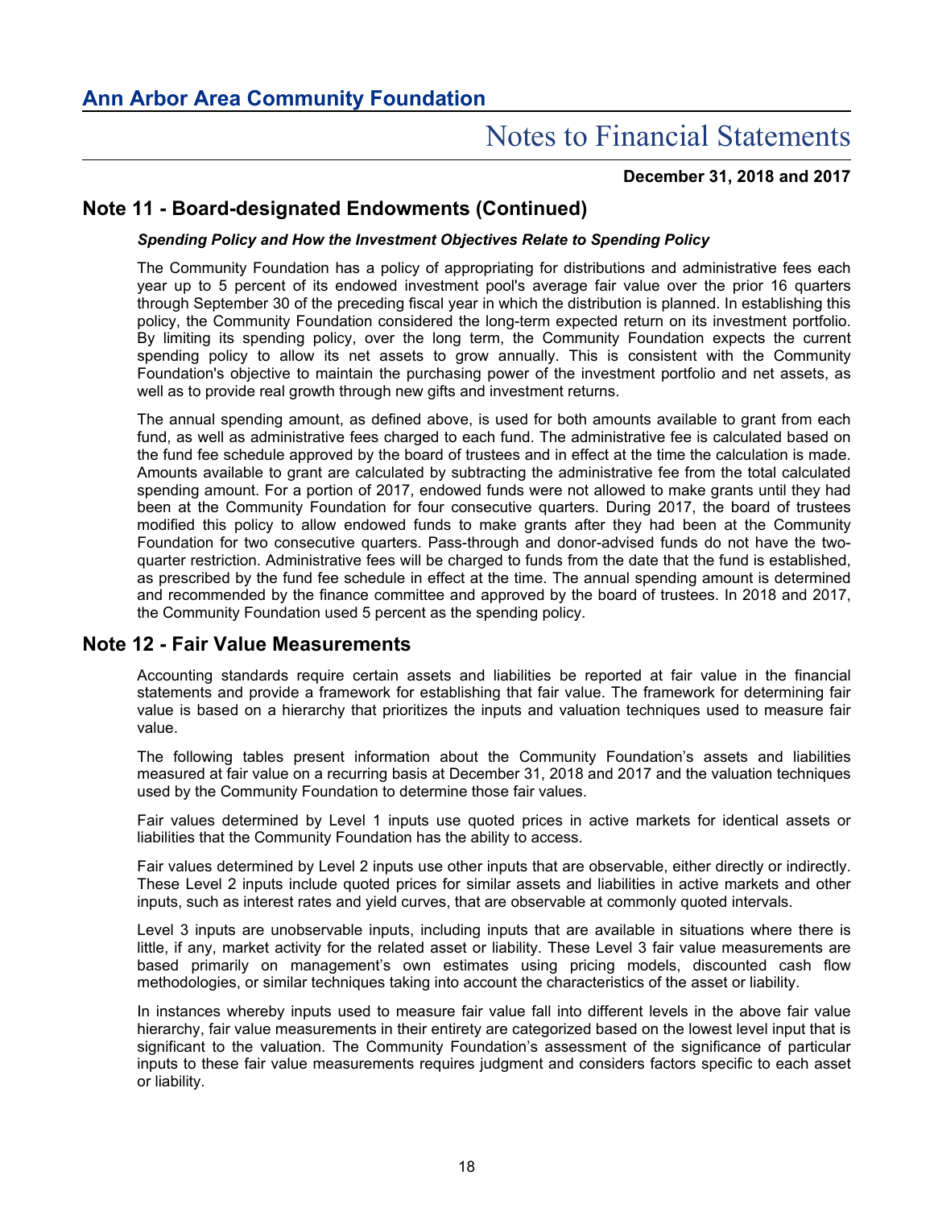## Note 11 - Board-designated Endowments (Continued)

***Spending Policy and How the Investment Objectives Relate to Spending Policy***

The Community Foundation has a policy of appropriating for distributions and administrative fees each year up to 5 percent of its endowed investment pool's average fair value over the prior 16 quarters through September 30 of the preceding fiscal year in which the distribution is planned. In establishing this policy, the Community Foundation considered the long-term expected return on its investment portfolio. By limiting its spending policy, over the long term, the Community Foundation expects the current spending policy to allow its net assets to grow annually. This is consistent with the Community Foundation's objective to maintain the purchasing power of the investment portfolio and net assets, as well as to provide real growth through new gifts and investment returns.

The annual spending amount, as defined above, is used for both amounts available to grant from each fund, as well as administrative fees charged to each fund. The administrative fee is calculated based on the fund fee schedule approved by the board of trustees and in effect at the time the calculation is made. Amounts available to grant are calculated by subtracting the administrative fee from the total calculated spending amount. For a portion of 2017, endowed funds were not allowed to make grants until they had been at the Community Foundation for four consecutive quarters. During 2017, the board of trustees modified this policy to allow endowed funds to make grants after they had been at the Community Foundation for two consecutive quarters. Pass-through and donor-advised funds do not have the two-quarter restriction. Administrative fees will be charged to funds from the date that the fund is established, as prescribed by the fund fee schedule in effect at the time. The annual spending amount is determined and recommended by the finance committee and approved by the board of trustees. In 2018 and 2017, the Community Foundation used 5 percent as the spending policy.

## Note 12 - Fair Value Measurements

Accounting standards require certain assets and liabilities be reported at fair value in the financial statements and provide a framework for establishing that fair value. The framework for determining fair value is based on a hierarchy that prioritizes the inputs and valuation techniques used to measure fair value.

The following tables present information about the Community Foundation's assets and liabilities measured at fair value on a recurring basis at December 31, 2018 and 2017 and the valuation techniques used by the Community Foundation to determine those fair values.

Fair values determined by Level 1 inputs use quoted prices in active markets for identical assets or liabilities that the Community Foundation has the ability to access.

Fair values determined by Level 2 inputs use other inputs that are observable, either directly or indirectly. These Level 2 inputs include quoted prices for similar assets and liabilities in active markets and other inputs, such as interest rates and yield curves, that are observable at commonly quoted intervals.

Level 3 inputs are unobservable inputs, including inputs that are available in situations where there is little, if any, market activity for the related asset or liability. These Level 3 fair value measurements are based primarily on management's own estimates using pricing models, discounted cash flow methodologies, or similar techniques taking into account the characteristics of the asset or liability.

In instances whereby inputs used to measure fair value fall into different levels in the above fair value hierarchy, fair value measurements in their entirety are categorized based on the lowest level input that is significant to the valuation. The Community Foundation's assessment of the significance of particular inputs to these fair value measurements requires judgment and considers factors specific to each asset or liability.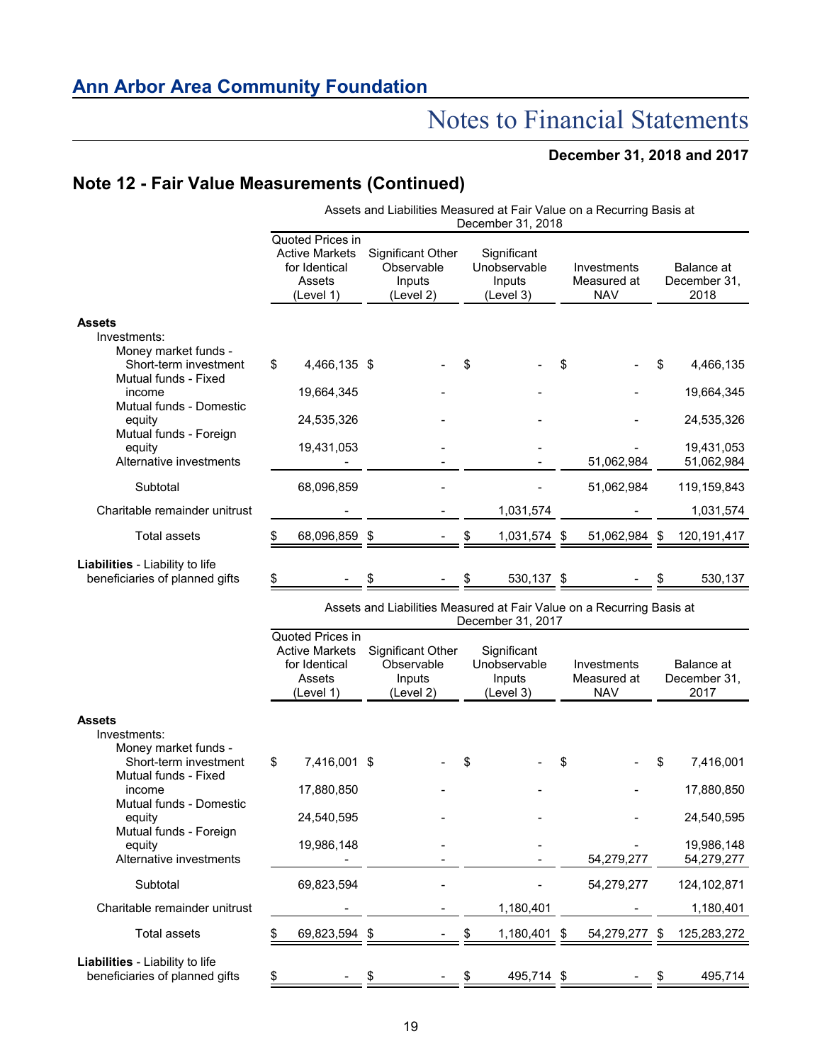## Note 12 - Fair Value Measurements (Continued)

| | Assets and Liabilities Measured at Fair Value on a Recurring Basis at December 31, 2018 | | | | |
|---|---|---|---|---|---|
| | Quoted Prices in Active Markets for Identical Assets (Level 1) | Significant Other Observable Inputs (Level 2) | Significant Unobservable Inputs (Level 3) | Investments Measured at NAV | Balance at December 31, 2018 |
| **Assets** | | | | | |
| Investments: | | | | | |
| Money market funds - Short-term investment | $ 4,466,135 | $ - | $ - | $ - | $ 4,466,135 |
| Mutual funds - Fixed income | 19,664,345 | - | - | - | 19,664,345 |
| Mutual funds - Domestic equity | 24,535,326 | - | - | - | 24,535,326 |
| Mutual funds - Foreign equity | 19,431,053 | - | - | - | 19,431,053 |
| Alternative investments | - | - | - | 51,062,984 | 51,062,984 |
| Subtotal | 68,096,859 | - | - | 51,062,984 | 119,159,843 |
| Charitable remainder unitrust | - | - | 1,031,574 | - | 1,031,574 |
| Total assets | $ 68,096,859 | $ - | $ 1,031,574 | $ 51,062,984 | $ 120,191,417 |
| **Liabilities** - Liability to life beneficiaries of planned gifts | $ - | $ - | $ 530,137 | $ - | $ 530,137 |

| | Assets and Liabilities Measured at Fair Value on a Recurring Basis at December 31, 2017 | | | | |
|---|---|---|---|---|---|
| | Quoted Prices in Active Markets for Identical Assets (Level 1) | Significant Other Observable Inputs (Level 2) | Significant Unobservable Inputs (Level 3) | Investments Measured at NAV | Balance at December 31, 2017 |
| **Assets** | | | | | |
| Investments: | | | | | |
| Money market funds - Short-term investment | $ 7,416,001 | $ - | $ - | $ - | $ 7,416,001 |
| Mutual funds - Fixed income | 17,880,850 | - | - | - | 17,880,850 |
| Mutual funds - Domestic equity | 24,540,595 | - | - | - | 24,540,595 |
| Mutual funds - Foreign equity | 19,986,148 | - | - | - | 19,986,148 |
| Alternative investments | - | - | - | 54,279,277 | 54,279,277 |
| Subtotal | 69,823,594 | - | - | 54,279,277 | 124,102,871 |
| Charitable remainder unitrust | - | - | 1,180,401 | - | 1,180,401 |
| Total assets | $ 69,823,594 | $ - | $ 1,180,401 | $ 54,279,277 | $ 125,283,272 |
| **Liabilities** - Liability to life beneficiaries of planned gifts | $ - | $ - | $ 495,714 | $ - | $ 495,714 |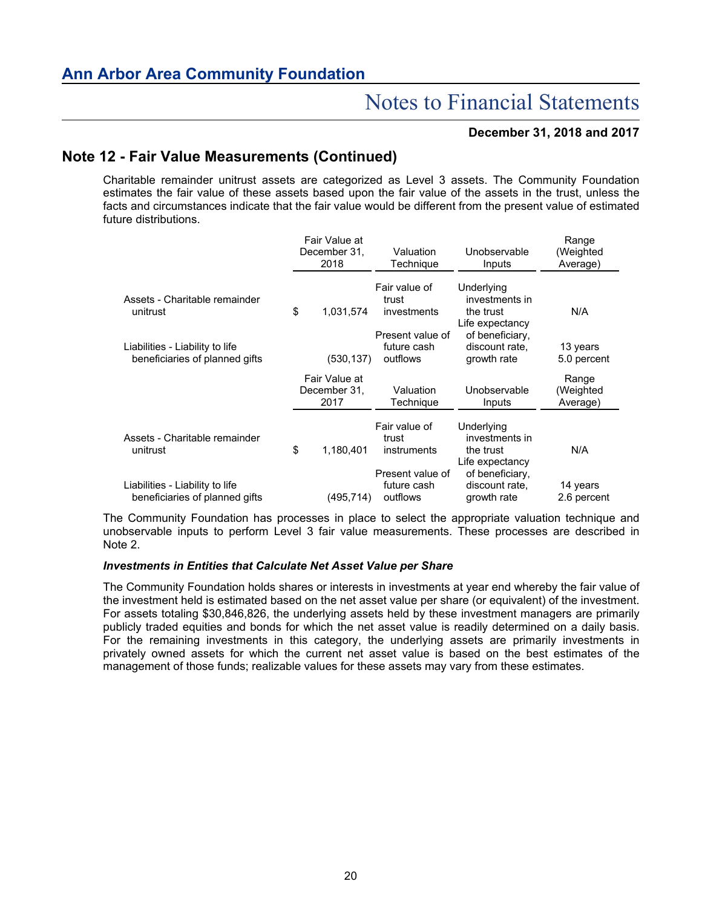## Note 12 - Fair Value Measurements (Continued)

Charitable remainder unitrust assets are categorized as Level 3 assets. The Community Foundation estimates the fair value of these assets based upon the fair value of the assets in the trust, unless the facts and circumstances indicate that the fair value would be different from the present value of estimated future distributions.

| | Fair Value at December 31, 2018 | Valuation Technique | Unobservable Inputs | Range (Weighted Average) |
|---|---|---|---|---|
| Assets - Charitable remainder unitrust | $ 1,031,574 | Fair value of trust investments | Underlying investments in the trust | N/A |
| Liabilities - Liability to life beneficiaries of planned gifts | (530,137) | Present value of future cash outflows | Life expectancy of beneficiary, discount rate, growth rate | 13 years 5.0 percent |

| | Fair Value at December 31, 2017 | Valuation Technique | Unobservable Inputs | Range (Weighted Average) |
|---|---|---|---|---|
| Assets - Charitable remainder unitrust | $ 1,180,401 | Fair value of trust instruments | Underlying investments in the trust | N/A |
| Liabilities - Liability to life beneficiaries of planned gifts | (495,714) | Present value of future cash outflows | Life expectancy of beneficiary, discount rate, growth rate | 14 years 2.6 percent |

The Community Foundation has processes in place to select the appropriate valuation technique and unobservable inputs to perform Level 3 fair value measurements. These processes are described in Note 2.

***Investments in Entities that Calculate Net Asset Value per Share***

The Community Foundation holds shares or interests in investments at year end whereby the fair value of the investment held is estimated based on the net asset value per share (or equivalent) of the investment. For assets totaling $30,846,826, the underlying assets held by these investment managers are primarily publicly traded equities and bonds for which the net asset value is readily determined on a daily basis. For the remaining investments in this category, the underlying assets are primarily investments in privately owned assets for which the current net asset value is based on the best estimates of the management of those funds; realizable values for these assets may vary from these estimates.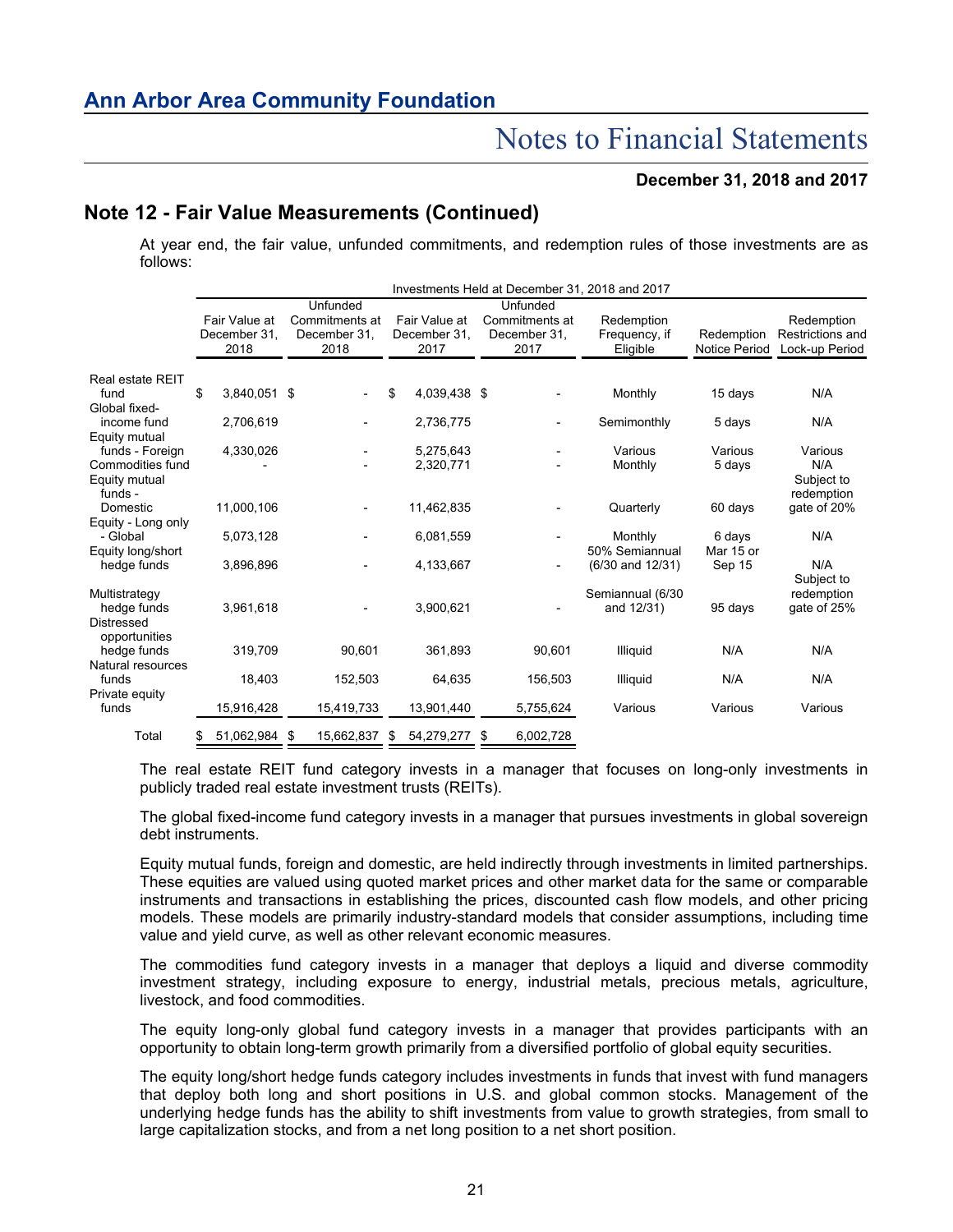## Note 12 - Fair Value Measurements (Continued)

At year end, the fair value, unfunded commitments, and redemption rules of those investments are as follows:

| | Investments Held at December 31, 2018 and 2017 | | | | | | |
|---|---|---|---|---|---|---|---|
| | Fair Value at December 31, 2018 | Unfunded Commitments at December 31, 2018 | Fair Value at December 31, 2017 | Unfunded Commitments at December 31, 2017 | Redemption Frequency, if Eligible | Redemption Notice Period | Redemption Restrictions and Lock-up Period |
| Real estate REIT fund | $ 3,840,051 | $ - | $ 4,039,438 | $ - | Monthly | 15 days | N/A |
| Global fixed-income fund | 2,706,619 | - | 2,736,775 | - | Semimonthly | 5 days | N/A |
| Equity mutual funds - Foreign | 4,330,026 | - | 5,275,643 | - | Various | Various | Various |
| Commodities fund | - | - | 2,320,771 | - | Monthly | 5 days | N/A |
| Equity mutual funds - Domestic | 11,000,106 | - | 11,462,835 | - | Quarterly | 60 days | Subject to redemption gate of 20% |
| Equity - Long only - Global | 5,073,128 | - | 6,081,559 | - | Monthly | 6 days | N/A |
| Equity long/short hedge funds | 3,896,896 | - | 4,133,667 | - | 50% Semiannual (6/30 and 12/31) | Mar 15 or Sep 15 | N/A |
| Multistrategy hedge funds | 3,961,618 | - | 3,900,621 | - | Semiannual (6/30 and 12/31) | 95 days | Subject to redemption gate of 25% |
| Distressed opportunities hedge funds | 319,709 | 90,601 | 361,893 | 90,601 | Illiquid | N/A | N/A |
| Natural resources funds | 18,403 | 152,503 | 64,635 | 156,503 | Illiquid | N/A | N/A |
| Private equity funds | 15,916,428 | 15,419,733 | 13,901,440 | 5,755,624 | Various | Various | Various |
| Total | $ 51,062,984 | $ 15,662,837 | $ 54,279,277 | $ 6,002,728 | | | |

The real estate REIT fund category invests in a manager that focuses on long-only investments in publicly traded real estate investment trusts (REITs).

The global fixed-income fund category invests in a manager that pursues investments in global sovereign debt instruments.

Equity mutual funds, foreign and domestic, are held indirectly through investments in limited partnerships. These equities are valued using quoted market prices and other market data for the same or comparable instruments and transactions in establishing the prices, discounted cash flow models, and other pricing models. These models are primarily industry-standard models that consider assumptions, including time value and yield curve, as well as other relevant economic measures.

The commodities fund category invests in a manager that deploys a liquid and diverse commodity investment strategy, including exposure to energy, industrial metals, precious metals, agriculture, livestock, and food commodities.

The equity long-only global fund category invests in a manager that provides participants with an opportunity to obtain long-term growth primarily from a diversified portfolio of global equity securities.

The equity long/short hedge funds category includes investments in funds that invest with fund managers that deploy both long and short positions in U.S. and global common stocks. Management of the underlying hedge funds has the ability to shift investments from value to growth strategies, from small to large capitalization stocks, and from a net long position to a net short position.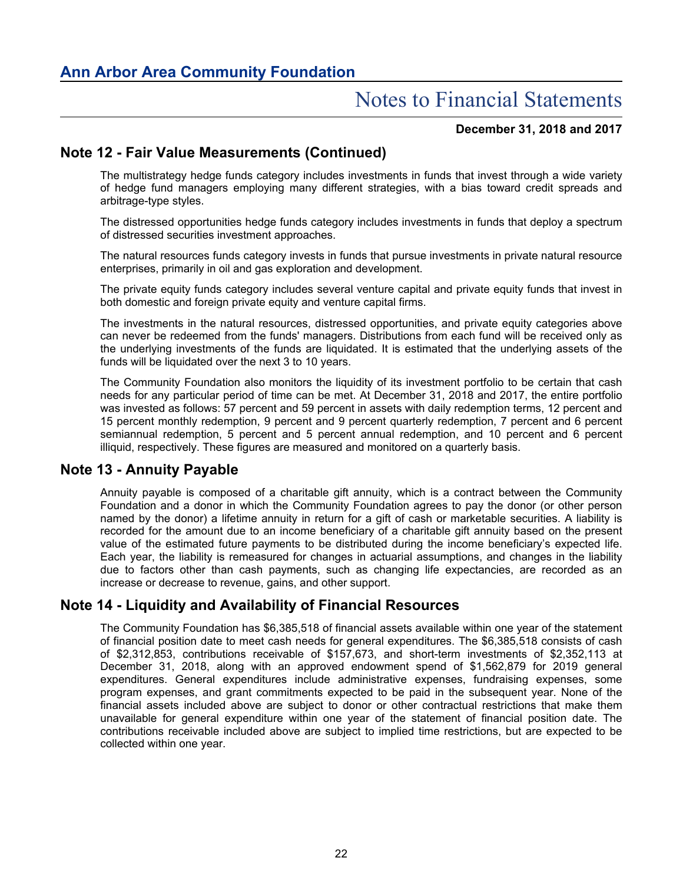## Note 12 - Fair Value Measurements (Continued)

The multistrategy hedge funds category includes investments in funds that invest through a wide variety of hedge fund managers employing many different strategies, with a bias toward credit spreads and arbitrage-type styles.

The distressed opportunities hedge funds category includes investments in funds that deploy a spectrum of distressed securities investment approaches.

The natural resources funds category invests in funds that pursue investments in private natural resource enterprises, primarily in oil and gas exploration and development.

The private equity funds category includes several venture capital and private equity funds that invest in both domestic and foreign private equity and venture capital firms.

The investments in the natural resources, distressed opportunities, and private equity categories above can never be redeemed from the funds' managers. Distributions from each fund will be received only as the underlying investments of the funds are liquidated. It is estimated that the underlying assets of the funds will be liquidated over the next 3 to 10 years.

The Community Foundation also monitors the liquidity of its investment portfolio to be certain that cash needs for any particular period of time can be met. At December 31, 2018 and 2017, the entire portfolio was invested as follows: 57 percent and 59 percent in assets with daily redemption terms, 12 percent and 15 percent monthly redemption, 9 percent and 9 percent quarterly redemption, 7 percent and 6 percent semiannual redemption, 5 percent and 5 percent annual redemption, and 10 percent and 6 percent illiquid, respectively. These figures are measured and monitored on a quarterly basis.

## Note 13 - Annuity Payable

Annuity payable is composed of a charitable gift annuity, which is a contract between the Community Foundation and a donor in which the Community Foundation agrees to pay the donor (or other person named by the donor) a lifetime annuity in return for a gift of cash or marketable securities. A liability is recorded for the amount due to an income beneficiary of a charitable gift annuity based on the present value of the estimated future payments to be distributed during the income beneficiary's expected life. Each year, the liability is remeasured for changes in actuarial assumptions, and changes in the liability due to factors other than cash payments, such as changing life expectancies, are recorded as an increase or decrease to revenue, gains, and other support.

## Note 14 - Liquidity and Availability of Financial Resources

The Community Foundation has $6,385,518 of financial assets available within one year of the statement of financial position date to meet cash needs for general expenditures. The $6,385,518 consists of cash of $2,312,853, contributions receivable of $157,673, and short-term investments of $2,352,113 at December 31, 2018, along with an approved endowment spend of $1,562,879 for 2019 general expenditures. General expenditures include administrative expenses, fundraising expenses, some program expenses, and grant commitments expected to be paid in the subsequent year. None of the financial assets included above are subject to donor or other contractual restrictions that make them unavailable for general expenditure within one year of the statement of financial position date. The contributions receivable included above are subject to implied time restrictions, but are expected to be collected within one year.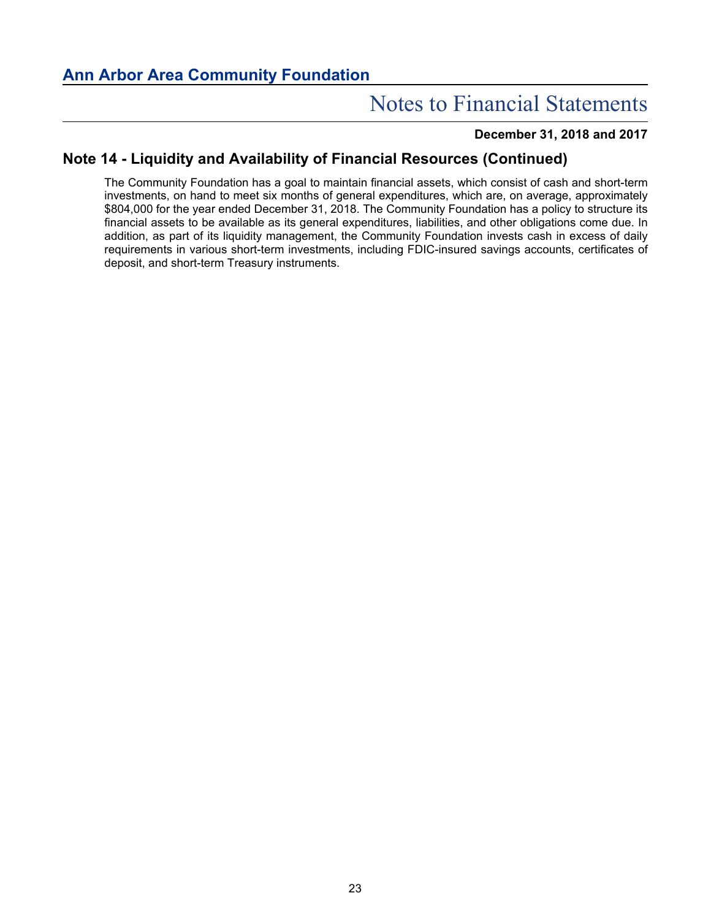## Note 14 - Liquidity and Availability of Financial Resources (Continued)

The Community Foundation has a goal to maintain financial assets, which consist of cash and short-term investments, on hand to meet six months of general expenditures, which are, on average, approximately $804,000 for the year ended December 31, 2018. The Community Foundation has a policy to structure its financial assets to be available as its general expenditures, liabilities, and other obligations come due. In addition, as part of its liquidity management, the Community Foundation invests cash in excess of daily requirements in various short-term investments, including FDIC-insured savings accounts, certificates of deposit, and short-term Treasury instruments.